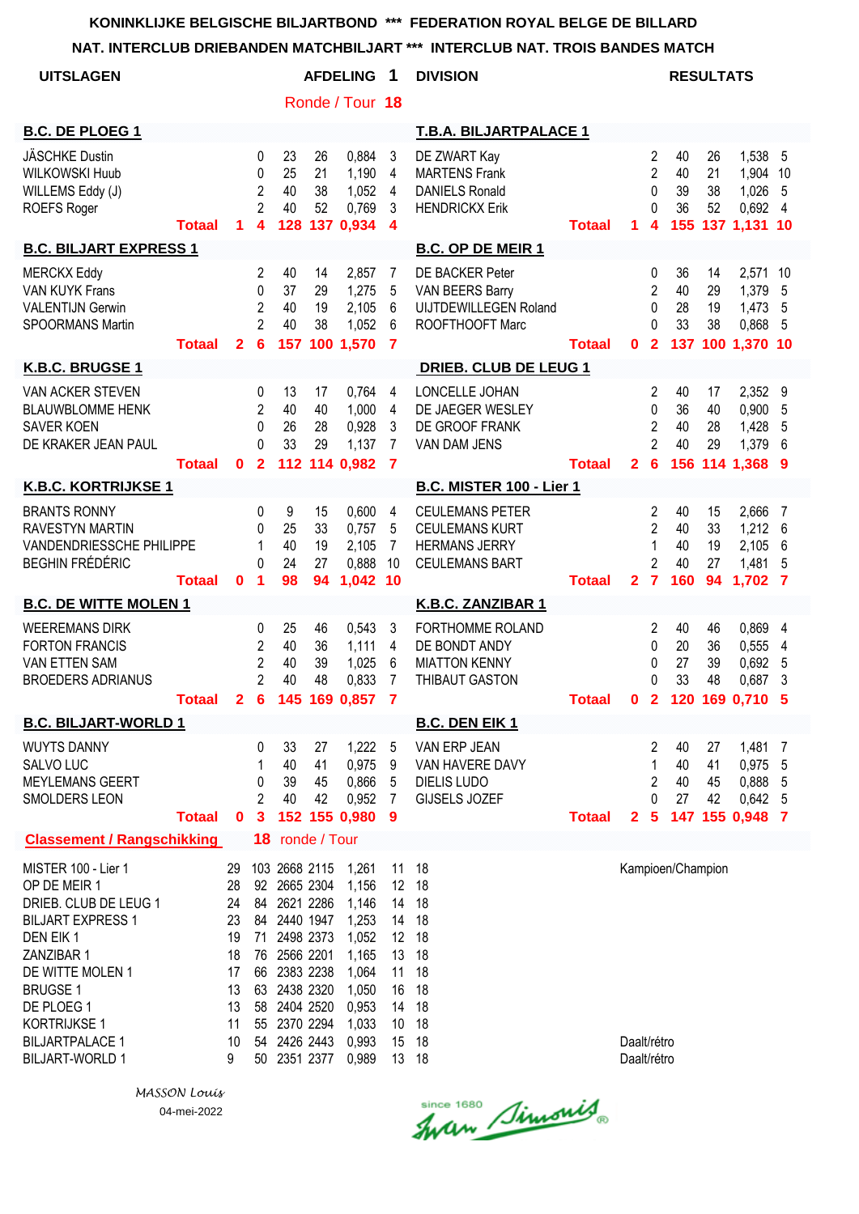# KONINKLIJKE BELGISCHE BILJARTBOND *** FEDERATION ROYAL BELGE DE BILLARD

## NAT. INTERCLUB DRIEBANDEN MATCHBILJART *** INTERCLUB NAT. TROIS BANDES MATCH

**UITSLAGEN** — **AFDELING 1 DIVISION** — **RESULTATS**

Ronde / Tour **18**

| B.C. DE PLOEG 1 | | | | | | | | T.B.A. BILJARTPALACE 1 | | | | | | | |
|---|---|---|---|---|---|---|---|---|---|---|---|---|---|---|---|
| JÄSCHKE Dustin | | 0 | 23 | 26 | 0,884 | 3 | | DE ZWART Kay | | 2 | 40 | 26 | 1,538 | 5 | |
| WILKOWSKI Huub | | 0 | 25 | 21 | 1,190 | 4 | | MARTENS Frank | | 2 | 40 | 21 | 1,904 | 10 | |
| WILLEMS Eddy (J) | | 2 | 40 | 38 | 1,052 | 4 | | DANIELS Ronald | | 0 | 39 | 38 | 1,026 | 5 | |
| ROEFS Roger | | 2 | 40 | 52 | 0,769 | 3 | | HENDRICKX Erik | | 0 | 36 | 52 | 0,692 | 4 | |
| **Totaal** | **1** | **4** | **128** | **137** | **0,934** | **4** | | **Totaal** | **1** | **4** | **155** | **137** | **1,131** | **10** | |

| B.C. BILJART EXPRESS 1 | | | | | | | | B.C. OP DE MEIR 1 | | | | | | |
|---|---|---|---|---|---|---|---|---|---|---|---|---|---|---|
| MERCKX Eddy | | 2 | 40 | 14 | 2,857 | 7 | | DE BACKER Peter | | 0 | 36 | 14 | 2,571 | 10 |
| VAN KUYK Frans | | 0 | 37 | 29 | 1,275 | 5 | | VAN BEERS Barry | | 2 | 40 | 29 | 1,379 | 5 |
| VALENTIJN Gerwin | | 2 | 40 | 19 | 2,105 | 6 | | UIJTDEWILLEGEN Roland | | 0 | 28 | 19 | 1,473 | 5 |
| SPOORMANS Martin | | 2 | 40 | 38 | 1,052 | 6 | | ROOFTHOOFT Marc | | 0 | 33 | 38 | 0,868 | 5 |
| **Totaal** | **2** | **6** | **157** | **100** | **1,570** | **7** | | **Totaal** | **0** | **2** | **137** | **100** | **1,370** | **10** |

| K.B.C. BRUGSE 1 | | | | | | | | DRIEB. CLUB DE LEUG 1 | | | | | | |
|---|---|---|---|---|---|---|---|---|---|---|---|---|---|---|
| VAN ACKER STEVEN | | 0 | 13 | 17 | 0,764 | 4 | | LONCELLE JOHAN | | 2 | 40 | 17 | 2,352 | 9 |
| BLAUWBLOMME HENK | | 2 | 40 | 40 | 1,000 | 4 | | DE JAEGER WESLEY | | 0 | 36 | 40 | 0,900 | 5 |
| SAVER KOEN | | 0 | 26 | 28 | 0,928 | 3 | | DE GROOF FRANK | | 2 | 40 | 28 | 1,428 | 5 |
| DE KRAKER JEAN PAUL | | 0 | 33 | 29 | 1,137 | 7 | | VAN DAM JENS | | 2 | 40 | 29 | 1,379 | 6 |
| **Totaal** | **0** | **2** | **112** | **114** | **0,982** | **7** | | **Totaal** | **2** | **6** | **156** | **114** | **1,368** | **9** |

| K.B.C. KORTRIJKSE 1 | | | | | | | | B.C. MISTER 100 - Lier 1 | | | | | | |
|---|---|---|---|---|---|---|---|---|---|---|---|---|---|---|
| BRANTS RONNY | | 0 | 9 | 15 | 0,600 | 4 | | CEULEMANS PETER | | 2 | 40 | 15 | 2,666 | 7 |
| RAVESTYN MARTIN | | 0 | 25 | 33 | 0,757 | 5 | | CEULEMANS KURT | | 2 | 40 | 33 | 1,212 | 6 |
| VANDENDRIESSCHE PHILIPPE | | 1 | 40 | 19 | 2,105 | 7 | | HERMANS JERRY | | 1 | 40 | 19 | 2,105 | 6 |
| BEGHIN FRÉDÉRIC | | 0 | 24 | 27 | 0,888 | 10 | | CEULEMANS BART | | 2 | 40 | 27 | 1,481 | 5 |
| **Totaal** | **0** | **1** | **98** | **94** | **1,042** | **10** | | **Totaal** | **2** | **7** | **160** | **94** | **1,702** | **7** |

| B.C. DE WITTE MOLEN 1 | | | | | | | | K.B.C. ZANZIBAR 1 | | | | | | |
|---|---|---|---|---|---|---|---|---|---|---|---|---|---|---|
| WEEREMANS DIRK | | 0 | 25 | 46 | 0,543 | 3 | | FORTHOMME ROLAND | | 2 | 40 | 46 | 0,869 | 4 |
| FORTON FRANCIS | | 2 | 40 | 36 | 1,111 | 4 | | DE BONDT ANDY | | 0 | 20 | 36 | 0,555 | 4 |
| VAN ETTEN SAM | | 2 | 40 | 39 | 1,025 | 6 | | MIATTON KENNY | | 0 | 27 | 39 | 0,692 | 5 |
| BROEDERS ADRIANUS | | 2 | 40 | 48 | 0,833 | 7 | | THIBAUT GASTON | | 0 | 33 | 48 | 0,687 | 3 |
| **Totaal** | **2** | **6** | **145** | **169** | **0,857** | **7** | | **Totaal** | **0** | **2** | **120** | **169** | **0,710** | **5** |

| B.C. BILJART-WORLD 1 | | | | | | | | B.C. DEN EIK 1 | | | | | | |
|---|---|---|---|---|---|---|---|---|---|---|---|---|---|---|
| WUYTS DANNY | | 0 | 33 | 27 | 1,222 | 5 | | VAN ERP JEAN | | 2 | 40 | 27 | 1,481 | 7 |
| SALVO LUC | | 1 | 40 | 41 | 0,975 | 9 | | VAN HAVERE DAVY | | 1 | 40 | 41 | 0,975 | 5 |
| MEYLEMANS GEERT | | 0 | 39 | 45 | 0,866 | 5 | | DIELIS LUDO | | 2 | 40 | 45 | 0,888 | 5 |
| SMOLDERS LEON | | 2 | 40 | 42 | 0,952 | 7 | | GIJSELS JOZEF | | 0 | 27 | 42 | 0,642 | 5 |
| **Totaal** | **0** | **3** | **152** | **155** | **0,980** | **9** | | **Totaal** | **2** | **5** | **147** | **155** | **0,948** | **7** |

## Classement / Rangschikking — 18 ronde / Tour

| Team | | | | | | | | |
|---|---|---|---|---|---|---|---|---|
| MISTER 100 - Lier 1 | 29 | 103 | 2668 | 2115 | 1,261 | 11 | 18 | Kampioen/Champion |
| OP DE MEIR 1 | 28 | 92 | 2665 | 2304 | 1,156 | 12 | 18 | |
| DRIEB. CLUB DE LEUG 1 | 24 | 84 | 2621 | 2286 | 1,146 | 14 | 18 | |
| BILJART EXPRESS 1 | 23 | 84 | 2440 | 1947 | 1,253 | 14 | 18 | |
| DEN EIK 1 | 19 | 71 | 2498 | 2373 | 1,052 | 12 | 18 | |
| ZANZIBAR 1 | 18 | 76 | 2566 | 2201 | 1,165 | 13 | 18 | |
| DE WITTE MOLEN 1 | 17 | 66 | 2383 | 2238 | 1,064 | 11 | 18 | |
| BRUGSE 1 | 13 | 63 | 2438 | 2320 | 1,050 | 16 | 18 | |
| DE PLOEG 1 | 13 | 58 | 2404 | 2520 | 0,953 | 14 | 18 | |
| KORTRIJKSE 1 | 11 | 55 | 2370 | 2294 | 1,033 | 10 | 18 | |
| BILJARTPALACE 1 | 10 | 54 | 2426 | 2443 | 0,993 | 15 | 18 | Daalt/rétro |
| BILJART-WORLD 1 | 9 | 50 | 2351 | 2377 | 0,989 | 13 | 18 | Daalt/rétro |

*MASSON Louis*

04-mei-2022

since 1680 Ivan Simonis®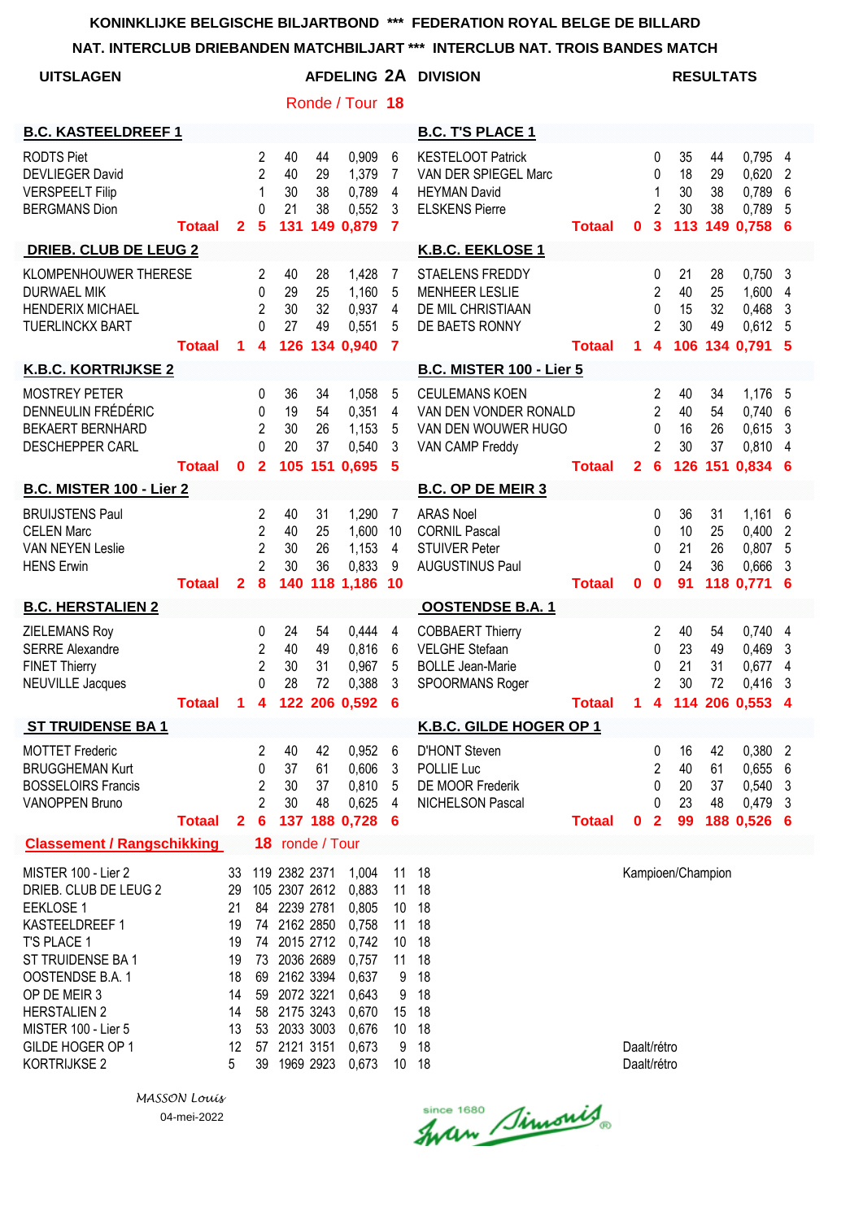KONINKLIJKE BELGISCHE BILJARTBOND *** FEDERATION ROYAL BELGE DE BILLARD

NAT. INTERCLUB DRIEBANDEN MATCHBILJART *** INTERCLUB NAT. TROIS BANDES MATCH

**UITSLAGEN** **AFDELING 2A DIVISION** **RESULTATS**

Ronde / Tour **18**

| **B.C. KASTEELDREEF 1** | | | | | | | **B.C. T'S PLACE 1** | | | | | | |
|---|---|---|---|---|---|---|---|---|---|---|---|---|---|
| RODTS Piet | 2 | 40 | 44 | 0,909 | 6 | | KESTELOOT Patrick | 0 | 35 | 44 | 0,795 | 4 | |
| DEVLIEGER David | 2 | 40 | 29 | 1,379 | 7 | | VAN DER SPIEGEL Marc | 0 | 18 | 29 | 0,620 | 2 | |
| VERSPEELT Filip | 1 | 30 | 38 | 0,789 | 4 | | HEYMAN David | 1 | 30 | 38 | 0,789 | 6 | |
| BERGMANS Dion | 0 | 21 | 38 | 0,552 | 3 | | ELSKENS Pierre | 2 | 30 | 38 | 0,789 | 5 | |
| **Totaal 2** | **5** | **131** | **149** | **0,879** | **7** | | **Totaal 0** | **3** | **113** | **149** | **0,758** | **6** | |

| **DRIEB. CLUB DE LEUG 2** | | | | | | | **K.B.C. EEKLOSE 1** | | | | | |
|---|---|---|---|---|---|---|---|---|---|---|---|---|
| KLOMPENHOUWER THERESE | 2 | 40 | 28 | 1,428 | 7 | | STAELENS FREDDY | 0 | 21 | 28 | 0,750 | 3 |
| DURWAEL MIK | 0 | 29 | 25 | 1,160 | 5 | | MENHEER LESLIE | 2 | 40 | 25 | 1,600 | 4 |
| HENDERIX MICHAEL | 2 | 30 | 32 | 0,937 | 4 | | DE MIL CHRISTIAAN | 0 | 15 | 32 | 0,468 | 3 |
| TUERLINCKX BART | 0 | 27 | 49 | 0,551 | 5 | | DE BAETS RONNY | 2 | 30 | 49 | 0,612 | 5 |
| **Totaal 1** | **4** | **126** | **134** | **0,940** | **7** | | **Totaal 1** | **4** | **106** | **134** | **0,791** | **5** |

| **K.B.C. KORTRIJKSE 2** | | | | | | | **B.C. MISTER 100 - Lier 5** | | | | | |
|---|---|---|---|---|---|---|---|---|---|---|---|---|
| MOSTREY PETER | 0 | 36 | 34 | 1,058 | 5 | | CEULEMANS KOEN | 2 | 40 | 34 | 1,176 | 5 |
| DENNEULIN FRÉDÉRIC | 0 | 19 | 54 | 0,351 | 4 | | VAN DEN VONDER RONALD | 2 | 40 | 54 | 0,740 | 6 |
| BEKAERT BERNHARD | 2 | 30 | 26 | 1,153 | 5 | | VAN DEN WOUWER HUGO | 0 | 16 | 26 | 0,615 | 3 |
| DESCHEPPER CARL | 0 | 20 | 37 | 0,540 | 3 | | VAN CAMP Freddy | 2 | 30 | 37 | 0,810 | 4 |
| **Totaal 0** | **2** | **105** | **151** | **0,695** | **5** | | **Totaal 2** | **6** | **126** | **151** | **0,834** | **6** |

| **B.C. MISTER 100 - Lier 2** | | | | | | | **B.C. OP DE MEIR 3** | | | | | |
|---|---|---|---|---|---|---|---|---|---|---|---|---|
| BRUIJSTENS Paul | 2 | 40 | 31 | 1,290 | 7 | | ARAS Noel | 0 | 36 | 31 | 1,161 | 6 |
| CELEN Marc | 2 | 40 | 25 | 1,600 | 10 | | CORNIL Pascal | 0 | 10 | 25 | 0,400 | 2 |
| VAN NEYEN Leslie | 2 | 30 | 26 | 1,153 | 4 | | STUIVER Peter | 0 | 21 | 26 | 0,807 | 5 |
| HENS Erwin | 2 | 30 | 36 | 0,833 | 9 | | AUGUSTINUS Paul | 0 | 24 | 36 | 0,666 | 3 |
| **Totaal 2** | **8** | **140** | **118** | **1,186** | **10** | | **Totaal 0** | **0** | **91** | **118** | **0,771** | **6** |

| **B.C. HERSTALIEN 2** | | | | | | | **OOSTENDSE B.A. 1** | | | | | |
|---|---|---|---|---|---|---|---|---|---|---|---|---|
| ZIELEMANS Roy | 0 | 24 | 54 | 0,444 | 4 | | COBBAERT Thierry | 2 | 40 | 54 | 0,740 | 4 |
| SERRE Alexandre | 2 | 40 | 49 | 0,816 | 6 | | VELGHE Stefaan | 0 | 23 | 49 | 0,469 | 3 |
| FINET Thierry | 2 | 30 | 31 | 0,967 | 5 | | BOLLE Jean-Marie | 0 | 21 | 31 | 0,677 | 4 |
| NEUVILLE Jacques | 0 | 28 | 72 | 0,388 | 3 | | SPOORMANS Roger | 2 | 30 | 72 | 0,416 | 3 |
| **Totaal 1** | **4** | **122** | **206** | **0,592** | **6** | | **Totaal 1** | **4** | **114** | **206** | **0,553** | **4** |

| **ST TRUIDENSE BA 1** | | | | | | | **K.B.C. GILDE HOGER OP 1** | | | | | |
|---|---|---|---|---|---|---|---|---|---|---|---|---|
| MOTTET Frederic | 2 | 40 | 42 | 0,952 | 6 | | D'HONT Steven | 0 | 16 | 42 | 0,380 | 2 |
| BRUGGHEMAN Kurt | 0 | 37 | 61 | 0,606 | 3 | | POLLIE Luc | 2 | 40 | 61 | 0,655 | 6 |
| BOSSELOIRS Francis | 2 | 30 | 37 | 0,810 | 5 | | DE MOOR Frederik | 0 | 20 | 37 | 0,540 | 3 |
| VANOPPEN Bruno | 2 | 30 | 48 | 0,625 | 4 | | NICHELSON Pascal | 0 | 23 | 48 | 0,479 | 3 |
| **Totaal 2** | **6** | **137** | **188** | **0,728** | **6** | | **Totaal 0** | **2** | **99** | **188** | **0,526** | **6** |

**Classement / Rangschikking** **18** ronde / Tour

| | | | | | | | | |
|---|---|---|---|---|---|---|---|---|
| MISTER 100 - Lier 2 | 33 | 119 | 2382 | 2371 | 1,004 | 11 | 18 | Kampioen/Champion |
| DRIEB. CLUB DE LEUG 2 | 29 | 105 | 2307 | 2612 | 0,883 | 11 | 18 | |
| EEKLOSE 1 | 21 | 84 | 2239 | 2781 | 0,805 | 10 | 18 | |
| KASTEELDREEF 1 | 19 | 74 | 2162 | 2850 | 0,758 | 11 | 18 | |
| T'S PLACE 1 | 19 | 74 | 2015 | 2712 | 0,742 | 10 | 18 | |
| ST TRUIDENSE BA 1 | 19 | 73 | 2036 | 2689 | 0,757 | 11 | 18 | |
| OOSTENDSE B.A. 1 | 18 | 69 | 2162 | 3394 | 0,637 | 9 | 18 | |
| OP DE MEIR 3 | 14 | 59 | 2072 | 3221 | 0,643 | 9 | 18 | |
| HERSTALIEN 2 | 14 | 58 | 2175 | 3243 | 0,670 | 15 | 18 | |
| MISTER 100 - Lier 5 | 13 | 53 | 2033 | 3003 | 0,676 | 10 | 18 | |
| GILDE HOGER OP 1 | 12 | 57 | 2121 | 3151 | 0,673 | 9 | 18 | Daalt/rétro |
| KORTRIJKSE 2 | 5 | 39 | 1969 | 2923 | 0,673 | 10 | 18 | Daalt/rétro |

*MASSON Louis*

04-mei-2022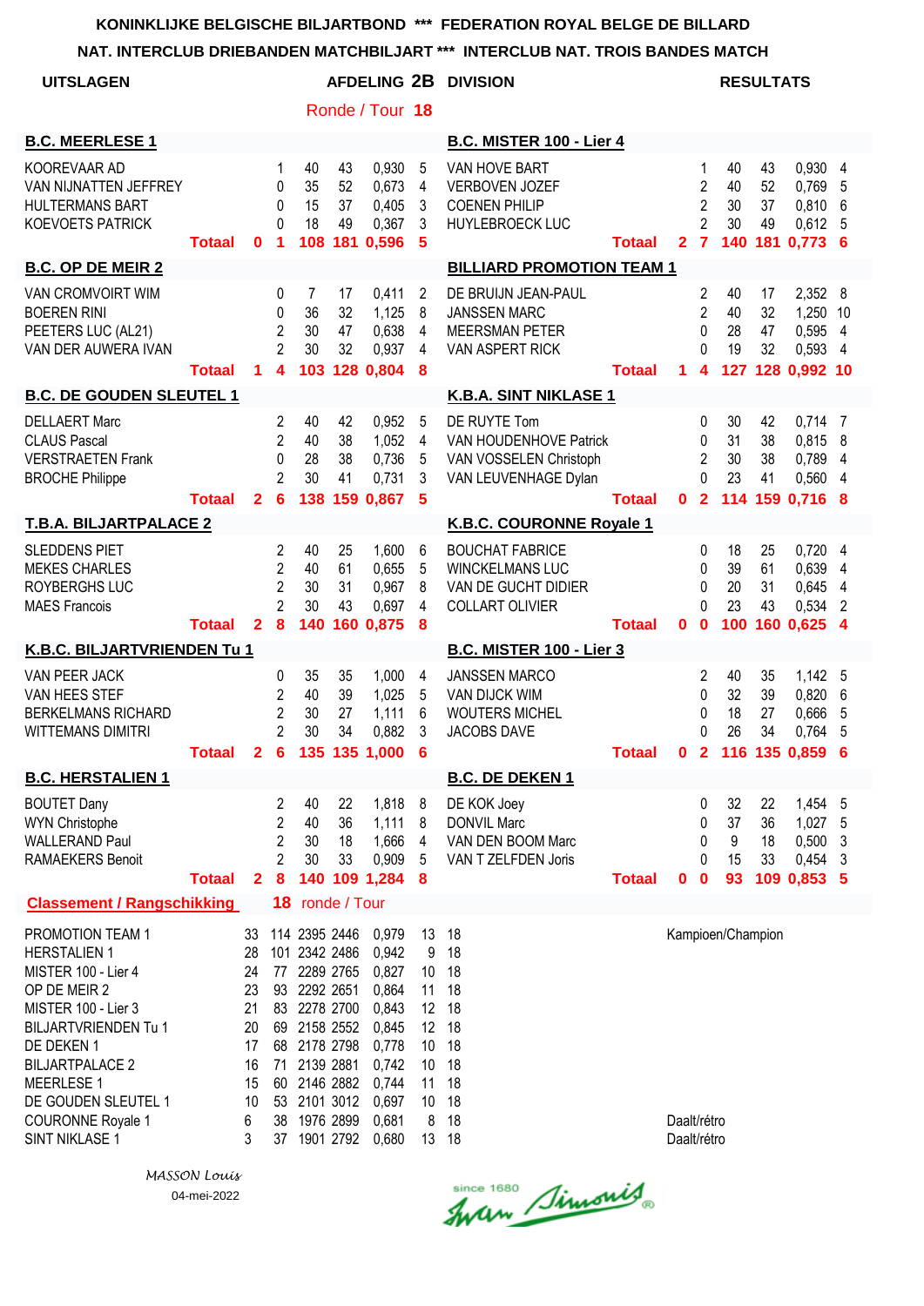**KONINKLIJKE BELGISCHE BILJARTBOND *** FEDERATION ROYAL BELGE DE BILLARD**

**NAT. INTERCLUB DRIEBANDEN MATCHBILJART *** INTERCLUB NAT. TROIS BANDES MATCH**

**UITSLAGEN** — **AFDELING 2B DIVISION** — **RESULTATS**

Ronde / Tour **18**

| B.C. MEERLESE 1 | | | | | | | B.C. MISTER 100 - Lier 4 | | | | | | |
|---|---|---|---|---|---|---|---|---|---|---|---|---|---|
| KOOREVAAR AD | 1 | 40 | 43 | 0,930 | 5 | | VAN HOVE BART | 1 | 40 | 43 | 0,930 | 4 | |
| VAN NIJNATTEN JEFFREY | 0 | 35 | 52 | 0,673 | 4 | | VERBOVEN JOZEF | 2 | 40 | 52 | 0,769 | 5 | |
| HULTERMANS BART | 0 | 15 | 37 | 0,405 | 3 | | COENEN PHILIP | 2 | 30 | 37 | 0,810 | 6 | |
| KOEVOETS PATRICK | 0 | 18 | 49 | 0,367 | 3 | | HUYLEBROECK LUC | 2 | 30 | 49 | 0,612 | 5 | |
| **Totaal 0** | **1** | **108** | **181** | **0,596** | **5** | | **Totaal 2** | **7** | **140** | **181** | **0,773** | **6** | |

| B.C. OP DE MEIR 2 | | | | | | | BILLIARD PROMOTION TEAM 1 | | | | | |
|---|---|---|---|---|---|---|---|---|---|---|---|---|
| VAN CROMVOIRT WIM | 0 | 7 | 17 | 0,411 | 2 | | DE BRUIJN JEAN-PAUL | 2 | 40 | 17 | 2,352 | 8 |
| BOEREN RINI | 0 | 36 | 32 | 1,125 | 8 | | JANSSEN MARC | 2 | 40 | 32 | 1,250 | 10 |
| PEETERS LUC (AL21) | 2 | 30 | 47 | 0,638 | 4 | | MEERSMAN PETER | 0 | 28 | 47 | 0,595 | 4 |
| VAN DER AUWERA IVAN | 2 | 30 | 32 | 0,937 | 4 | | VAN ASPERT RICK | 0 | 19 | 32 | 0,593 | 4 |
| **Totaal 1** | **4** | **103** | **128** | **0,804** | **8** | | **Totaal 1** | **4** | **127** | **128** | **0,992** | **10** |

| B.C. DE GOUDEN SLEUTEL 1 | | | | | | | K.B.A. SINT NIKLASE 1 | | | | | |
|---|---|---|---|---|---|---|---|---|---|---|---|---|
| DELLAERT Marc | 2 | 40 | 42 | 0,952 | 5 | | DE RUYTE Tom | 0 | 30 | 42 | 0,714 | 7 |
| CLAUS Pascal | 2 | 40 | 38 | 1,052 | 4 | | VAN HOUDENHOVE Patrick | 0 | 31 | 38 | 0,815 | 8 |
| VERSTRAETEN Frank | 0 | 28 | 38 | 0,736 | 5 | | VAN VOSSELEN Christoph | 2 | 30 | 38 | 0,789 | 4 |
| BROCHE Philippe | 2 | 30 | 41 | 0,731 | 3 | | VAN LEUVENHAGE Dylan | 0 | 23 | 41 | 0,560 | 4 |
| **Totaal 2** | **6** | **138** | **159** | **0,867** | **5** | | **Totaal 0** | **2** | **114** | **159** | **0,716** | **8** |

| T.B.A. BILJARTPALACE 2 | | | | | | | K.B.C. COURONNE Royale 1 | | | | | |
|---|---|---|---|---|---|---|---|---|---|---|---|---|
| SLEDDENS PIET | 2 | 40 | 25 | 1,600 | 6 | | BOUCHAT FABRICE | 0 | 18 | 25 | 0,720 | 4 |
| MEKES CHARLES | 2 | 40 | 61 | 0,655 | 5 | | WINCKELMANS LUC | 0 | 39 | 61 | 0,639 | 4 |
| ROYBERGHS LUC | 2 | 30 | 31 | 0,967 | 8 | | VAN DE GUCHT DIDIER | 0 | 20 | 31 | 0,645 | 4 |
| MAES Francois | 2 | 30 | 43 | 0,697 | 4 | | COLLART OLIVIER | 0 | 23 | 43 | 0,534 | 2 |
| **Totaal 2** | **8** | **140** | **160** | **0,875** | **8** | | **Totaal 0** | **0** | **100** | **160** | **0,625** | **4** |

| K.B.C. BILJARTVRIENDEN Tu 1 | | | | | | | B.C. MISTER 100 - Lier 3 | | | | | |
|---|---|---|---|---|---|---|---|---|---|---|---|---|
| VAN PEER JACK | 0 | 35 | 35 | 1,000 | 4 | | JANSSEN MARCO | 2 | 40 | 35 | 1,142 | 5 |
| VAN HEES STEF | 2 | 40 | 39 | 1,025 | 5 | | VAN DIJCK WIM | 0 | 32 | 39 | 0,820 | 6 |
| BERKELMANS RICHARD | 2 | 30 | 27 | 1,111 | 6 | | WOUTERS MICHEL | 0 | 18 | 27 | 0,666 | 5 |
| WITTEMANS DIMITRI | 2 | 30 | 34 | 0,882 | 3 | | JACOBS DAVE | 0 | 26 | 34 | 0,764 | 5 |
| **Totaal 2** | **6** | **135** | **135** | **1,000** | **6** | | **Totaal 0** | **2** | **116** | **135** | **0,859** | **6** |

| B.C. HERSTALIEN 1 | | | | | | | B.C. DE DEKEN 1 | | | | | |
|---|---|---|---|---|---|---|---|---|---|---|---|---|
| BOUTET Dany | 2 | 40 | 22 | 1,818 | 8 | | DE KOK Joey | 0 | 32 | 22 | 1,454 | 5 |
| WYN Christophe | 2 | 40 | 36 | 1,111 | 8 | | DONVIL Marc | 0 | 37 | 36 | 1,027 | 5 |
| WALLERAND Paul | 2 | 30 | 18 | 1,666 | 4 | | VAN DEN BOOM Marc | 0 | 9 | 18 | 0,500 | 3 |
| RAMAEKERS Benoit | 2 | 30 | 33 | 0,909 | 5 | | VAN T ZELFDEN Joris | 0 | 15 | 33 | 0,454 | 3 |
| **Totaal 2** | **8** | **140** | **109** | **1,284** | **8** | | **Totaal 0** | **0** | **93** | **109** | **0,853** | **5** |

**Classement / Rangschikking** — **18** ronde / Tour

| | | | | | | | | |
|---|---|---|---|---|---|---|---|---|
| PROMOTION TEAM 1 | 33 | 114 | 2395 | 2446 | 0,979 | 13 | 18 | Kampioen/Champion |
| HERSTALIEN 1 | 28 | 101 | 2342 | 2486 | 0,942 | 9 | 18 | |
| MISTER 100 - Lier 4 | 24 | 77 | 2289 | 2765 | 0,827 | 10 | 18 | |
| OP DE MEIR 2 | 23 | 93 | 2292 | 2651 | 0,864 | 11 | 18 | |
| MISTER 100 - Lier 3 | 21 | 83 | 2278 | 2700 | 0,843 | 12 | 18 | |
| BILJARTVRIENDEN Tu 1 | 20 | 69 | 2158 | 2552 | 0,845 | 12 | 18 | |
| DE DEKEN 1 | 17 | 68 | 2178 | 2798 | 0,778 | 10 | 18 | |
| BILJARTPALACE 2 | 16 | 71 | 2139 | 2881 | 0,742 | 10 | 18 | |
| MEERLESE 1 | 15 | 60 | 2146 | 2882 | 0,744 | 11 | 18 | |
| DE GOUDEN SLEUTEL 1 | 10 | 53 | 2101 | 3012 | 0,697 | 10 | 18 | |
| COURONNE Royale 1 | 6 | 38 | 1976 | 2899 | 0,681 | 8 | 18 | Daalt/rétro |
| SINT NIKLASE 1 | 3 | 37 | 1901 | 2792 | 0,680 | 13 | 18 | Daalt/rétro |

*MASSON Louis*

04-mei-2022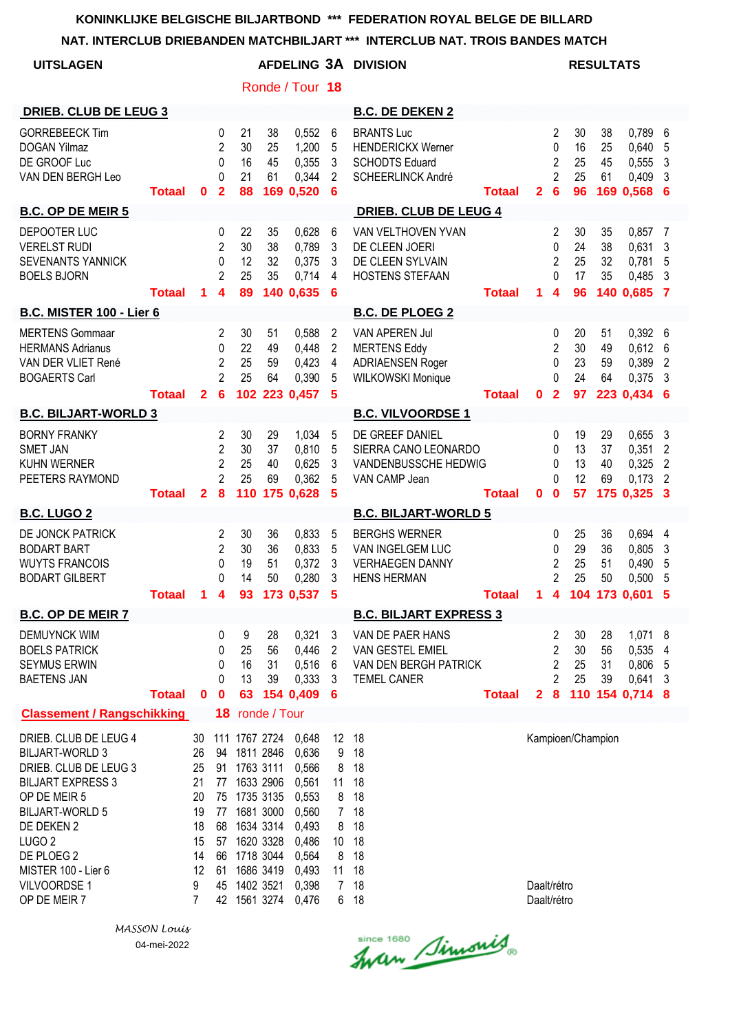KONINKLIJKE BELGISCHE BILJARTBOND *** FEDERATION ROYAL BELGE DE BILLARD

NAT. INTERCLUB DRIEBANDEN MATCHBILJART *** INTERCLUB NAT. TROIS BANDES MATCH

UITSLAGEN — AFDELING 3A DIVISION — RESULTATS

Ronde / Tour 18

| DRIEB. CLUB DE LEUG 3 | | | | | | | B.C. DE DEKEN 2 | | | | | | |
|---|---|---|---|---|---|---|---|---|---|---|---|---|---|
| GORREBEECK Tim | | 0 | 21 | 38 | 0,552 | 6 | BRANTS Luc | | 2 | 30 | 38 | 0,789 | 6 |
| DOGAN Yilmaz | | 2 | 30 | 25 | 1,200 | 5 | HENDERICKX Werner | | 0 | 16 | 25 | 0,640 | 5 |
| DE GROOF Luc | | 0 | 16 | 45 | 0,355 | 3 | SCHODTS Eduard | | 2 | 25 | 45 | 0,555 | 3 |
| VAN DEN BERGH Leo | | 0 | 21 | 61 | 0,344 | 2 | SCHEERLINCK André | | 2 | 25 | 61 | 0,409 | 3 |
| **Totaal** | **0** | **2** | **88** | **169** | **0,520** | **6** | **Totaal** | **2** | **6** | **96** | **169** | **0,568** | **6** |

| B.C. OP DE MEIR 5 | | | | | | | DRIEB. CLUB DE LEUG 4 | | | | | | |
|---|---|---|---|---|---|---|---|---|---|---|---|---|---|
| DEPOOTER LUC | | 0 | 22 | 35 | 0,628 | 6 | VAN VELTHOVEN YVAN | | 2 | 30 | 35 | 0,857 | 7 |
| VERELST RUDI | | 2 | 30 | 38 | 0,789 | 3 | DE CLEEN JOERI | | 0 | 24 | 38 | 0,631 | 3 |
| SEVENANTS YANNICK | | 0 | 12 | 32 | 0,375 | 3 | DE CLEEN SYLVAIN | | 2 | 25 | 32 | 0,781 | 5 |
| BOELS BJORN | | 2 | 25 | 35 | 0,714 | 4 | HOSTENS STEFAAN | | 0 | 17 | 35 | 0,485 | 3 |
| **Totaal** | **1** | **4** | **89** | **140** | **0,635** | **6** | **Totaal** | **1** | **4** | **96** | **140** | **0,685** | **7** |

| B.C. MISTER 100 - Lier 6 | | | | | | | B.C. DE PLOEG 2 | | | | | | |
|---|---|---|---|---|---|---|---|---|---|---|---|---|---|
| MERTENS Gommaar | | 2 | 30 | 51 | 0,588 | 2 | VAN APEREN Jul | | 0 | 20 | 51 | 0,392 | 6 |
| HERMANS Adrianus | | 0 | 22 | 49 | 0,448 | 2 | MERTENS Eddy | | 2 | 30 | 49 | 0,612 | 6 |
| VAN DER VLIET René | | 2 | 25 | 59 | 0,423 | 4 | ADRIAENSEN Roger | | 0 | 23 | 59 | 0,389 | 2 |
| BOGAERTS Carl | | 2 | 25 | 64 | 0,390 | 5 | WILKOWSKI Monique | | 0 | 24 | 64 | 0,375 | 3 |
| **Totaal** | **2** | **6** | **102** | **223** | **0,457** | **5** | **Totaal** | **0** | **2** | **97** | **223** | **0,434** | **6** |

| B.C. BILJART-WORLD 3 | | | | | | | B.C. VILVOORDSE 1 | | | | | | |
|---|---|---|---|---|---|---|---|---|---|---|---|---|---|
| BORNY FRANKY | | 2 | 30 | 29 | 1,034 | 5 | DE GREEF DANIEL | | 0 | 19 | 29 | 0,655 | 3 |
| SMET JAN | | 2 | 30 | 37 | 0,810 | 5 | SIERRA CANO LEONARDO | | 0 | 13 | 37 | 0,351 | 2 |
| KUHN WERNER | | 2 | 25 | 40 | 0,625 | 3 | VANDENBUSSCHE HEDWIG | | 0 | 13 | 40 | 0,325 | 2 |
| PEETERS RAYMOND | | 2 | 25 | 69 | 0,362 | 5 | VAN CAMP Jean | | 0 | 12 | 69 | 0,173 | 2 |
| **Totaal** | **2** | **8** | **110** | **175** | **0,628** | **5** | **Totaal** | **0** | **0** | **57** | **175** | **0,325** | **3** |

| B.C. LUGO 2 | | | | | | | B.C. BILJART-WORLD 5 | | | | | | |
|---|---|---|---|---|---|---|---|---|---|---|---|---|---|
| DE JONCK PATRICK | | 2 | 30 | 36 | 0,833 | 5 | BERGHS WERNER | | 0 | 25 | 36 | 0,694 | 4 |
| BODART BART | | 2 | 30 | 36 | 0,833 | 5 | VAN INGELGEM LUC | | 0 | 29 | 36 | 0,805 | 3 |
| WUYTS FRANCOIS | | 0 | 19 | 51 | 0,372 | 3 | VERHAEGEN DANNY | | 2 | 25 | 51 | 0,490 | 5 |
| BODART GILBERT | | 0 | 14 | 50 | 0,280 | 3 | HENS HERMAN | | 2 | 25 | 50 | 0,500 | 5 |
| **Totaal** | **1** | **4** | **93** | **173** | **0,537** | **5** | **Totaal** | **1** | **4** | **104** | **173** | **0,601** | **5** |

| B.C. OP DE MEIR 7 | | | | | | | B.C. BILJART EXPRESS 3 | | | | | | |
|---|---|---|---|---|---|---|---|---|---|---|---|---|---|
| DEMUYNCK WIM | | 0 | 9 | 28 | 0,321 | 3 | VAN DE PAER HANS | | 2 | 30 | 28 | 1,071 | 8 |
| BOELS PATRICK | | 0 | 25 | 56 | 0,446 | 2 | VAN GESTEL EMIEL | | 2 | 30 | 56 | 0,535 | 4 |
| SEYMUS ERWIN | | 0 | 16 | 31 | 0,516 | 6 | VAN DEN BERGH PATRICK | | 2 | 25 | 31 | 0,806 | 5 |
| BAETENS JAN | | 0 | 13 | 39 | 0,333 | 3 | TEMEL CANER | | 2 | 25 | 39 | 0,641 | 3 |
| **Totaal** | **0** | **0** | **63** | **154** | **0,409** | **6** | **Totaal** | **2** | **8** | **110** | **154** | **0,714** | **8** |

**Classement / Rangschikking** — 18 ronde / Tour

| | | | | | | | | |
|---|---|---|---|---|---|---|---|---|
| DRIEB. CLUB DE LEUG 4 | 30 | 111 | 1767 | 2724 | 0,648 | 12 | 18 | Kampioen/Champion |
| BILJART-WORLD 3 | 26 | 94 | 1811 | 2846 | 0,636 | 9 | 18 | |
| DRIEB. CLUB DE LEUG 3 | 25 | 91 | 1763 | 3111 | 0,566 | 8 | 18 | |
| BILJART EXPRESS 3 | 21 | 77 | 1633 | 2906 | 0,561 | 11 | 18 | |
| OP DE MEIR 5 | 20 | 75 | 1735 | 3135 | 0,553 | 8 | 18 | |
| BILJART-WORLD 5 | 19 | 77 | 1681 | 3000 | 0,560 | 7 | 18 | |
| DE DEKEN 2 | 18 | 68 | 1634 | 3314 | 0,493 | 8 | 18 | |
| LUGO 2 | 15 | 57 | 1620 | 3328 | 0,486 | 10 | 18 | |
| DE PLOEG 2 | 14 | 66 | 1718 | 3044 | 0,564 | 8 | 18 | |
| MISTER 100 - Lier 6 | 12 | 61 | 1686 | 3419 | 0,493 | 11 | 18 | |
| VILVOORDSE 1 | 9 | 45 | 1402 | 3521 | 0,398 | 7 | 18 | Daalt/rétro |
| OP DE MEIR 7 | 7 | 42 | 1561 | 3274 | 0,476 | 6 | 18 | Daalt/rétro |

*MASSON Louis*

04-mei-2022

since 1680 Iwan Simonis®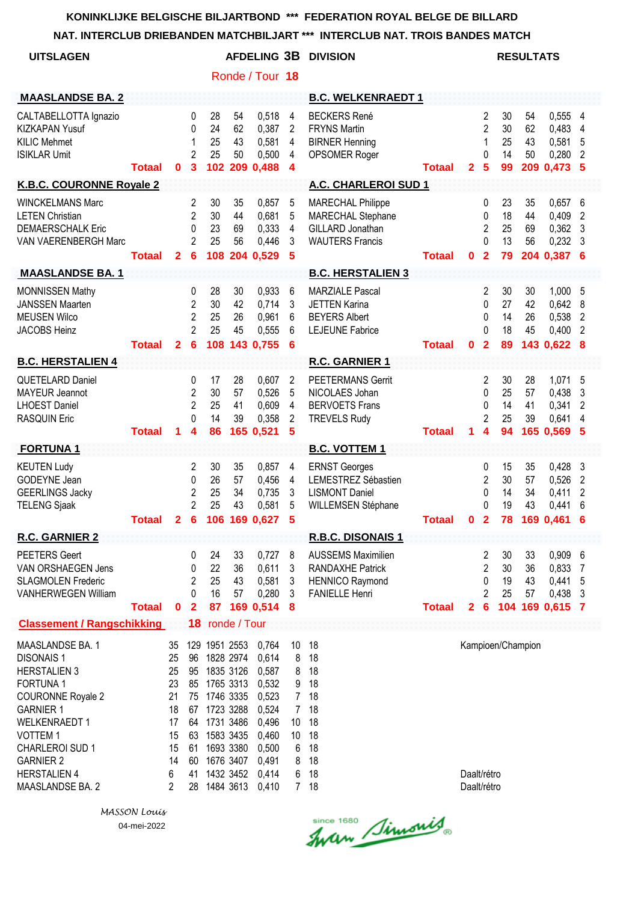KONINKLIJKE BELGISCHE BILJARTBOND *** FEDERATION ROYAL BELGE DE BILLARD

NAT. INTERCLUB DRIEBANDEN MATCHBILJART *** INTERCLUB NAT. TROIS BANDES MATCH

**UITSLAGEN** — **AFDELING 3B DIVISION** — **RESULTATS**

Ronde / Tour **18**

| MAASLANDSE BA. 2 | | | | | | | B.C. WELKENRAEDT 1 | | | | | | |
|---|---|---|---|---|---|---|---|---|---|---|---|---|---|
| CALTABELLOTTA Ignazio | | 0 | 28 | 54 | 0,518 | 4 | BECKERS René | | 2 | 30 | 54 | 0,555 | 4 |
| KIZKAPAN Yusuf | | 0 | 24 | 62 | 0,387 | 2 | FRYNS Martin | | 2 | 30 | 62 | 0,483 | 4 |
| KILIC Mehmet | | 1 | 25 | 43 | 0,581 | 4 | BIRNER Henning | | 1 | 25 | 43 | 0,581 | 5 |
| ISIKLAR Umit | | 2 | 25 | 50 | 0,500 | 4 | OPSOMER Roger | | 0 | 14 | 50 | 0,280 | 2 |
| **Totaal** | **0** | **3** | **102** | **209** | **0,488** | **4** | **Totaal** | **2** | **5** | **99** | **209** | **0,473** | **5** |

| K.B.C. COURONNE Royale 2 | | | | | | | A.C. CHARLEROI SUD 1 | | | | | | |
|---|---|---|---|---|---|---|---|---|---|---|---|---|---|
| WINCKELMANS Marc | | 2 | 30 | 35 | 0,857 | 5 | MARECHAL Philippe | | 0 | 23 | 35 | 0,657 | 6 |
| LETEN Christian | | 2 | 30 | 44 | 0,681 | 5 | MARECHAL Stephane | | 0 | 18 | 44 | 0,409 | 2 |
| DEMAERSCHALK Eric | | 0 | 23 | 69 | 0,333 | 4 | GILLARD Jonathan | | 2 | 25 | 69 | 0,362 | 3 |
| VAN VAERENBERGH Marc | | 2 | 25 | 56 | 0,446 | 3 | WAUTERS Francis | | 0 | 13 | 56 | 0,232 | 3 |
| **Totaal** | **2** | **6** | **108** | **204** | **0,529** | **5** | **Totaal** | **0** | **2** | **79** | **204** | **0,387** | **6** |

| MAASLANDSE BA. 1 | | | | | | | B.C. HERSTALIEN 3 | | | | | | |
|---|---|---|---|---|---|---|---|---|---|---|---|---|---|
| MONNISSEN Mathy | | 0 | 28 | 30 | 0,933 | 6 | MARZIALE Pascal | | 2 | 30 | 30 | 1,000 | 5 |
| JANSSEN Maarten | | 2 | 30 | 42 | 0,714 | 3 | JETTEN Karina | | 0 | 27 | 42 | 0,642 | 8 |
| MEUSEN Wilco | | 2 | 25 | 26 | 0,961 | 6 | BEYERS Albert | | 0 | 14 | 26 | 0,538 | 2 |
| JACOBS Heinz | | 2 | 25 | 45 | 0,555 | 6 | LEJEUNE Fabrice | | 0 | 18 | 45 | 0,400 | 2 |
| **Totaal** | **2** | **6** | **108** | **143** | **0,755** | **6** | **Totaal** | **0** | **2** | **89** | **143** | **0,622** | **8** |

| B.C. HERSTALIEN 4 | | | | | | | R.C. GARNIER 1 | | | | | | |
|---|---|---|---|---|---|---|---|---|---|---|---|---|---|
| QUETELARD Daniel | | 0 | 17 | 28 | 0,607 | 2 | PEETERMANS Gerrit | | 2 | 30 | 28 | 1,071 | 5 |
| MAYEUR Jeannot | | 2 | 30 | 57 | 0,526 | 5 | NICOLAES Johan | | 0 | 25 | 57 | 0,438 | 3 |
| LHOEST Daniel | | 2 | 25 | 41 | 0,609 | 4 | BERVOETS Frans | | 0 | 14 | 41 | 0,341 | 2 |
| RASQUIN Eric | | 0 | 14 | 39 | 0,358 | 2 | TREVELS Rudy | | 2 | 25 | 39 | 0,641 | 4 |
| **Totaal** | **1** | **4** | **86** | **165** | **0,521** | **5** | **Totaal** | **1** | **4** | **94** | **165** | **0,569** | **5** |

| FORTUNA 1 | | | | | | | B.C. VOTTEM 1 | | | | | | |
|---|---|---|---|---|---|---|---|---|---|---|---|---|---|
| KEUTEN Ludy | | 2 | 30 | 35 | 0,857 | 4 | ERNST Georges | | 0 | 15 | 35 | 0,428 | 3 |
| GODEYNE Jean | | 0 | 26 | 57 | 0,456 | 4 | LEMESTREZ Sébastien | | 2 | 30 | 57 | 0,526 | 2 |
| GEERLINGS Jacky | | 2 | 25 | 34 | 0,735 | 3 | LISMONT Daniel | | 0 | 14 | 34 | 0,411 | 2 |
| TELENG Sjaak | | 2 | 25 | 43 | 0,581 | 5 | WILLEMSEN Stéphane | | 0 | 19 | 43 | 0,441 | 6 |
| **Totaal** | **2** | **6** | **106** | **169** | **0,627** | **5** | **Totaal** | **0** | **2** | **78** | **169** | **0,461** | **6** |

| R.C. GARNIER 2 | | | | | | | R.B.C. DISONAIS 1 | | | | | | |
|---|---|---|---|---|---|---|---|---|---|---|---|---|---|
| PEETERS Geert | | 0 | 24 | 33 | 0,727 | 8 | AUSSEMS Maximilien | | 2 | 30 | 33 | 0,909 | 6 |
| VAN ORSHAEGEN Jens | | 0 | 22 | 36 | 0,611 | 3 | RANDAXHE Patrick | | 2 | 30 | 36 | 0,833 | 7 |
| SLAGMOLEN Frederic | | 2 | 25 | 43 | 0,581 | 3 | HENNICO Raymond | | 0 | 19 | 43 | 0,441 | 5 |
| VANHERWEGEN William | | 0 | 16 | 57 | 0,280 | 3 | FANIELLE Henri | | 2 | 25 | 57 | 0,438 | 3 |
| **Totaal** | **0** | **2** | **87** | **169** | **0,514** | **8** | **Totaal** | **2** | **6** | **104** | **169** | **0,615** | **7** |

**Classement / Rangschikking** — **18** ronde / Tour

| | | | | | | | | |
|---|---|---|---|---|---|---|---|---|
| MAASLANDSE BA. 1 | 35 | 129 | 1951 | 2553 | 0,764 | 10 | 18 | Kampioen/Champion |
| DISONAIS 1 | 25 | 96 | 1828 | 2974 | 0,614 | 8 | 18 | |
| HERSTALIEN 3 | 25 | 95 | 1835 | 3126 | 0,587 | 8 | 18 | |
| FORTUNA 1 | 23 | 85 | 1765 | 3313 | 0,532 | 9 | 18 | |
| COURONNE Royale 2 | 21 | 75 | 1746 | 3335 | 0,523 | 7 | 18 | |
| GARNIER 1 | 18 | 67 | 1723 | 3288 | 0,524 | 7 | 18 | |
| WELKENRAEDT 1 | 17 | 64 | 1731 | 3486 | 0,496 | 10 | 18 | |
| VOTTEM 1 | 15 | 63 | 1583 | 3435 | 0,460 | 10 | 18 | |
| CHARLEROI SUD 1 | 15 | 61 | 1693 | 3380 | 0,500 | 6 | 18 | |
| GARNIER 2 | 14 | 60 | 1676 | 3407 | 0,491 | 8 | 18 | |
| HERSTALIEN 4 | 6 | 41 | 1432 | 3452 | 0,414 | 6 | 18 | Daalt/rétro |
| MAASLANDSE BA. 2 | 2 | 28 | 1484 | 3613 | 0,410 | 7 | 18 | Daalt/rétro |

*MASSON Louis*

04-mei-2022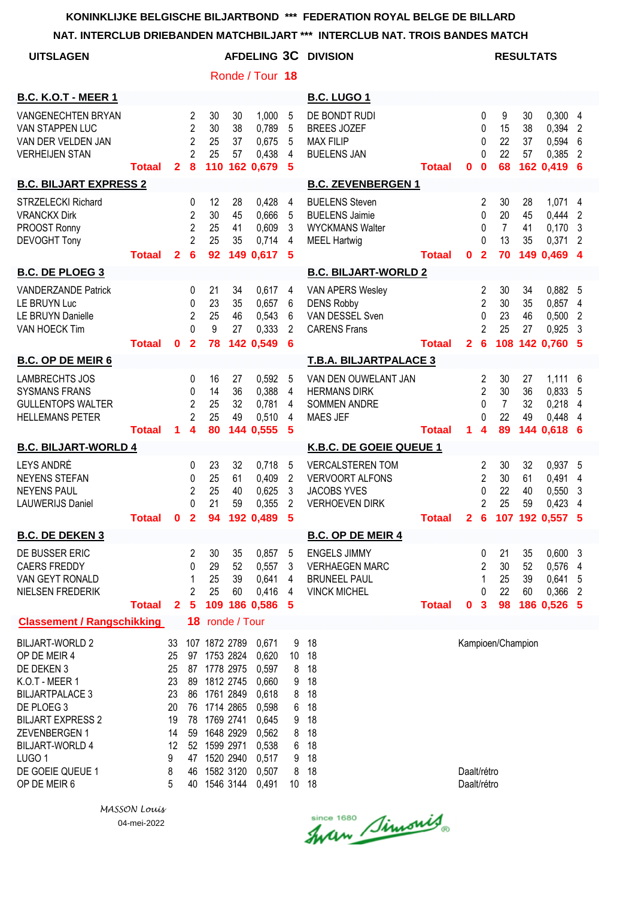KONINKLIJKE BELGISCHE BILJARTBOND *** FEDERATION ROYAL BELGE DE BILLARD

NAT. INTERCLUB DRIEBANDEN MATCHBILJART *** INTERCLUB NAT. TROIS BANDES MATCH

**UITSLAGEN** — **AFDELING 3C DIVISION** — **RESULTATS**

Ronde / Tour **18**

| B.C. K.O.T - MEER 1 | | | | | | | B.C. LUGO 1 | | | | | | |
|---|---|---|---|---|---|---|---|---|---|---|---|---|---|
| VANGENECHTEN BRYAN | 2 | 30 | 30 | 1,000 | 5 | | DE BONDT RUDI | 0 | 9 | 30 | 0,300 | 4 | |
| VAN STAPPEN LUC | 2 | 30 | 38 | 0,789 | 5 | | BREES JOZEF | 0 | 15 | 38 | 0,394 | 2 | |
| VAN DER VELDEN JAN | 2 | 25 | 37 | 0,675 | 5 | | MAX FILIP | 0 | 22 | 37 | 0,594 | 6 | |
| VERHEIJEN STAN | 2 | 25 | 57 | 0,438 | 4 | | BUELENS JAN | 0 | 22 | 57 | 0,385 | 2 | |
| **Totaal 2** | **8** | **110** | **162** | **0,679** | **5** | | **Totaal 0** | **0** | **68** | **162** | **0,419** | **6** | |

| B.C. BILJART EXPRESS 2 | | | | | | B.C. ZEVENBERGEN 1 | | | | | |
|---|---|---|---|---|---|---|---|---|---|---|---|
| STRZELECKI Richard | 0 | 12 | 28 | 0,428 | 4 | BUELENS Steven | 2 | 30 | 28 | 1,071 | 4 |
| VRANCKX Dirk | 2 | 30 | 45 | 0,666 | 5 | BUELENS Jaimie | 0 | 20 | 45 | 0,444 | 2 |
| PROOST Ronny | 2 | 25 | 41 | 0,609 | 3 | WYCKMANS Walter | 0 | 7 | 41 | 0,170 | 3 |
| DEVOGHT Tony | 2 | 25 | 35 | 0,714 | 4 | MEEL Hartwig | 0 | 13 | 35 | 0,371 | 2 |
| **Totaal 2** | **6** | **92** | **149** | **0,617** | **5** | **Totaal 0** | **2** | **70** | **149** | **0,469** | **4** |

| B.C. DE PLOEG 3 | | | | | | B.C. BILJART-WORLD 2 | | | | | |
|---|---|---|---|---|---|---|---|---|---|---|---|
| VANDERZANDE Patrick | 0 | 21 | 34 | 0,617 | 4 | VAN APERS Wesley | 2 | 30 | 34 | 0,882 | 5 |
| LE BRUYN Luc | 0 | 23 | 35 | 0,657 | 6 | DENS Robby | 2 | 30 | 35 | 0,857 | 4 |
| LE BRUYN Danielle | 2 | 25 | 46 | 0,543 | 6 | VAN DESSEL Sven | 0 | 23 | 46 | 0,500 | 2 |
| VAN HOECK Tim | 0 | 9 | 27 | 0,333 | 2 | CARENS Frans | 2 | 25 | 27 | 0,925 | 3 |
| **Totaal 0** | **2** | **78** | **142** | **0,549** | **6** | **Totaal 2** | **6** | **108** | **142** | **0,760** | **5** |

| B.C. OP DE MEIR 6 | | | | | | T.B.A. BILJARTPALACE 3 | | | | | |
|---|---|---|---|---|---|---|---|---|---|---|---|
| LAMBRECHTS JOS | 0 | 16 | 27 | 0,592 | 5 | VAN DEN OUWELANT JAN | 2 | 30 | 27 | 1,111 | 6 |
| SYSMANS FRANS | 0 | 14 | 36 | 0,388 | 4 | HERMANS DIRK | 2 | 30 | 36 | 0,833 | 5 |
| GULLENTOPS WALTER | 2 | 25 | 32 | 0,781 | 4 | SOMMEN ANDRE | 0 | 7 | 32 | 0,218 | 4 |
| HELLEMANS PETER | 2 | 25 | 49 | 0,510 | 4 | MAES JEF | 0 | 22 | 49 | 0,448 | 4 |
| **Totaal 1** | **4** | **80** | **144** | **0,555** | **5** | **Totaal 1** | **4** | **89** | **144** | **0,618** | **6** |

| B.C. BILJART-WORLD 4 | | | | | | K.B.C. DE GOEIE QUEUE 1 | | | | | |
|---|---|---|---|---|---|---|---|---|---|---|---|
| LEYS ANDRÉ | 0 | 23 | 32 | 0,718 | 5 | VERCALSTEREN TOM | 2 | 30 | 32 | 0,937 | 5 |
| NEYENS STEFAN | 0 | 25 | 61 | 0,409 | 2 | VERVOORT ALFONS | 2 | 30 | 61 | 0,491 | 4 |
| NEYENS PAUL | 2 | 25 | 40 | 0,625 | 3 | JACOBS YVES | 0 | 22 | 40 | 0,550 | 3 |
| LAUWERIJS Daniel | 0 | 21 | 59 | 0,355 | 2 | VERHOEVEN DIRK | 2 | 25 | 59 | 0,423 | 4 |
| **Totaal 0** | **2** | **94** | **192** | **0,489** | **5** | **Totaal 2** | **6** | **107** | **192** | **0,557** | **5** |

| B.C. DE DEKEN 3 | | | | | | B.C. OP DE MEIR 4 | | | | | |
|---|---|---|---|---|---|---|---|---|---|---|---|
| DE BUSSER ERIC | 2 | 30 | 35 | 0,857 | 5 | ENGELS JIMMY | 0 | 21 | 35 | 0,600 | 3 |
| CAERS FREDDY | 0 | 29 | 52 | 0,557 | 3 | VERHAEGEN MARC | 2 | 30 | 52 | 0,576 | 4 |
| VAN GEYT RONALD | 1 | 25 | 39 | 0,641 | 4 | BRUNEEL PAUL | 1 | 25 | 39 | 0,641 | 5 |
| NIELSEN FREDERIK | 2 | 25 | 60 | 0,416 | 4 | VINCK MICHEL | 0 | 22 | 60 | 0,366 | 2 |
| **Totaal 2** | **5** | **109** | **186** | **0,586** | **5** | **Totaal 0** | **3** | **98** | **186** | **0,526** | **5** |

**Classement / Rangschikking** — **18** ronde / Tour

| | | | | | | | | |
|---|---|---|---|---|---|---|---|---|
| BILJART-WORLD 2 | 33 | 107 | 1872 | 2789 | 0,671 | 9 | 18 | Kampioen/Champion |
| OP DE MEIR 4 | 25 | 97 | 1753 | 2824 | 0,620 | 10 | 18 | |
| DE DEKEN 3 | 25 | 87 | 1778 | 2975 | 0,597 | 8 | 18 | |
| K.O.T - MEER 1 | 23 | 89 | 1812 | 2745 | 0,660 | 9 | 18 | |
| BILJARTPALACE 3 | 23 | 86 | 1761 | 2849 | 0,618 | 8 | 18 | |
| DE PLOEG 3 | 20 | 76 | 1714 | 2865 | 0,598 | 6 | 18 | |
| BILJART EXPRESS 2 | 19 | 78 | 1769 | 2741 | 0,645 | 9 | 18 | |
| ZEVENBERGEN 1 | 14 | 59 | 1648 | 2929 | 0,562 | 8 | 18 | |
| BILJART-WORLD 4 | 12 | 52 | 1599 | 2971 | 0,538 | 6 | 18 | |
| LUGO 1 | 9 | 47 | 1520 | 2940 | 0,517 | 9 | 18 | |
| DE GOEIE QUEUE 1 | 8 | 46 | 1582 | 3120 | 0,507 | 8 | 18 | Daalt/rétro |
| OP DE MEIR 6 | 5 | 40 | 1546 | 3144 | 0,491 | 10 | 18 | Daalt/rétro |

*MASSON Louis*

04-mei-2022

since 1680 Iwan Simonis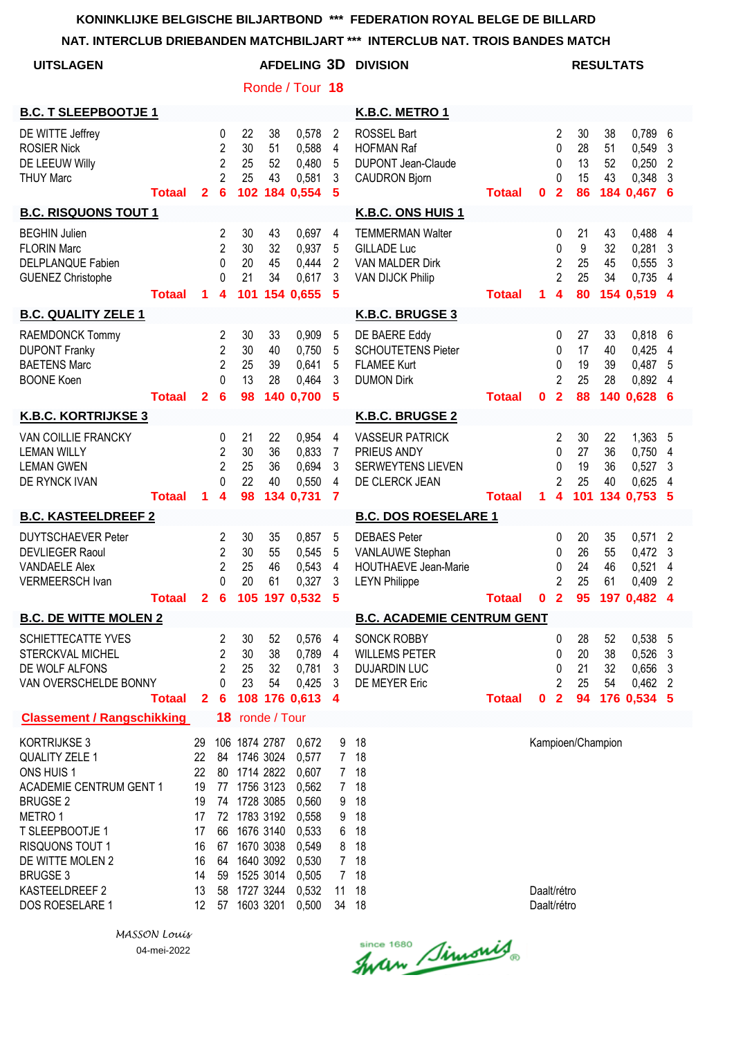KONINKLIJKE BELGISCHE BILJARTBOND *** FEDERATION ROYAL BELGE DE BILLARD

NAT. INTERCLUB DRIEBANDEN MATCHBILJART *** INTERCLUB NAT. TROIS BANDES MATCH

**UITSLAGEN** — **AFDELING 3D DIVISION** — **RESULTATS**

Ronde / Tour **18**

| B.C. T SLEEPBOOTJE 1 | | | | | | | K.B.C. METRO 1 | | | | | | |
|---|---|---|---|---|---|---|---|---|---|---|---|---|---|
| DE WITTE Jeffrey | | 0 | 22 | 38 | 0,578 | 2 | ROSSEL Bart | | 2 | 30 | 38 | 0,789 | 6 |
| ROSIER Nick | | 2 | 30 | 51 | 0,588 | 4 | HOFMAN Raf | | 0 | 28 | 51 | 0,549 | 3 |
| DE LEEUW Willy | | 2 | 25 | 52 | 0,480 | 5 | DUPONT Jean-Claude | | 0 | 13 | 52 | 0,250 | 2 |
| THUY Marc | | 2 | 25 | 43 | 0,581 | 3 | CAUDRON Bjorn | | 0 | 15 | 43 | 0,348 | 3 |
| **Totaal** | **2** | **6** | **102** | **184** | **0,554** | **5** | **Totaal** | **0** | **2** | **86** | **184** | **0,467** | **6** |

| B.C. RISQUONS TOUT 1 | | | | | | | K.B.C. ONS HUIS 1 | | | | | | |
|---|---|---|---|---|---|---|---|---|---|---|---|---|---|
| BEGHIN Julien | | 2 | 30 | 43 | 0,697 | 4 | TEMMERMAN Walter | | 0 | 21 | 43 | 0,488 | 4 |
| FLORIN Marc | | 2 | 30 | 32 | 0,937 | 5 | GILLADE Luc | | 0 | 9 | 32 | 0,281 | 3 |
| DELPLANQUE Fabien | | 0 | 20 | 45 | 0,444 | 2 | VAN MALDER Dirk | | 2 | 25 | 45 | 0,555 | 3 |
| GUENEZ Christophe | | 0 | 21 | 34 | 0,617 | 3 | VAN DIJCK Philip | | 2 | 25 | 34 | 0,735 | 4 |
| **Totaal** | **1** | **4** | **101** | **154** | **0,655** | **5** | **Totaal** | **1** | **4** | **80** | **154** | **0,519** | **4** |

| B.C. QUALITY ZELE 1 | | | | | | | K.B.C. BRUGSE 3 | | | | | | |
|---|---|---|---|---|---|---|---|---|---|---|---|---|---|
| RAEMDONCK Tommy | | 2 | 30 | 33 | 0,909 | 5 | DE BAERE Eddy | | 0 | 27 | 33 | 0,818 | 6 |
| DUPONT Franky | | 2 | 30 | 40 | 0,750 | 5 | SCHOUTETENS Pieter | | 0 | 17 | 40 | 0,425 | 4 |
| BAETENS Marc | | 2 | 25 | 39 | 0,641 | 5 | FLAMEE Kurt | | 0 | 19 | 39 | 0,487 | 5 |
| BOONE Koen | | 0 | 13 | 28 | 0,464 | 3 | DUMON Dirk | | 2 | 25 | 28 | 0,892 | 4 |
| **Totaal** | **2** | **6** | **98** | **140** | **0,700** | **5** | **Totaal** | **0** | **2** | **88** | **140** | **0,628** | **6** |

| K.B.C. KORTRIJKSE 3 | | | | | | | K.B.C. BRUGSE 2 | | | | | | |
|---|---|---|---|---|---|---|---|---|---|---|---|---|---|
| VAN COILLIE FRANCKY | | 0 | 21 | 22 | 0,954 | 4 | VASSEUR PATRICK | | 2 | 30 | 22 | 1,363 | 5 |
| LEMAN WILLY | | 2 | 30 | 36 | 0,833 | 7 | PRIEUS ANDY | | 0 | 27 | 36 | 0,750 | 4 |
| LEMAN GWEN | | 2 | 25 | 36 | 0,694 | 3 | SERWEYTENS LIEVEN | | 0 | 19 | 36 | 0,527 | 3 |
| DE RYNCK IVAN | | 0 | 22 | 40 | 0,550 | 4 | DE CLERCK JEAN | | 2 | 25 | 40 | 0,625 | 4 |
| **Totaal** | **1** | **4** | **98** | **134** | **0,731** | **7** | **Totaal** | **1** | **4** | **101** | **134** | **0,753** | **5** |

| B.C. KASTEELDREEF 2 | | | | | | | B.C. DOS ROESELARE 1 | | | | | | |
|---|---|---|---|---|---|---|---|---|---|---|---|---|---|
| DUYTSCHAEVER Peter | | 2 | 30 | 35 | 0,857 | 5 | DEBAES Peter | | 0 | 20 | 35 | 0,571 | 2 |
| DEVLIEGER Raoul | | 2 | 30 | 55 | 0,545 | 5 | VANLAUWE Stephan | | 0 | 26 | 55 | 0,472 | 3 |
| VANDAELE Alex | | 2 | 25 | 46 | 0,543 | 4 | HOUTHAEVE Jean-Marie | | 0 | 24 | 46 | 0,521 | 4 |
| VERMEERSCH Ivan | | 0 | 20 | 61 | 0,327 | 3 | LEYN Philippe | | 2 | 25 | 61 | 0,409 | 2 |
| **Totaal** | **2** | **6** | **105** | **197** | **0,532** | **5** | **Totaal** | **0** | **2** | **95** | **197** | **0,482** | **4** |

| B.C. DE WITTE MOLEN 2 | | | | | | | B.C. ACADEMIE CENTRUM GENT | | | | | | |
|---|---|---|---|---|---|---|---|---|---|---|---|---|---|
| SCHIETTECATTE YVES | | 2 | 30 | 52 | 0,576 | 4 | SONCK ROBBY | | 0 | 28 | 52 | 0,538 | 5 |
| STERCKVAL MICHEL | | 2 | 30 | 38 | 0,789 | 4 | WILLEMS PETER | | 0 | 20 | 38 | 0,526 | 3 |
| DE WOLF ALFONS | | 2 | 25 | 32 | 0,781 | 3 | DUJARDIN LUC | | 0 | 21 | 32 | 0,656 | 3 |
| VAN OVERSCHELDE BONNY | | 0 | 23 | 54 | 0,425 | 3 | DE MEYER Eric | | 2 | 25 | 54 | 0,462 | 2 |
| **Totaal** | **2** | **6** | **108** | **176** | **0,613** | **4** | **Totaal** | **0** | **2** | **94** | **176** | **0,534** | **5** |

**Classement / Rangschikking** — **18** ronde / Tour

| Club | | | | | | | | |
|---|---|---|---|---|---|---|---|---|
| KORTRIJKSE 3 | 29 | 106 | 1874 | 2787 | 0,672 | 9 | 18 | Kampioen/Champion |
| QUALITY ZELE 1 | 22 | 84 | 1746 | 3024 | 0,577 | 7 | 18 | |
| ONS HUIS 1 | 22 | 80 | 1714 | 2822 | 0,607 | 7 | 18 | |
| ACADEMIE CENTRUM GENT 1 | 19 | 77 | 1756 | 3123 | 0,562 | 7 | 18 | |
| BRUGSE 2 | 19 | 74 | 1728 | 3085 | 0,560 | 9 | 18 | |
| METRO 1 | 17 | 72 | 1783 | 3192 | 0,558 | 9 | 18 | |
| T SLEEPBOOTJE 1 | 17 | 66 | 1676 | 3140 | 0,533 | 6 | 18 | |
| RISQUONS TOUT 1 | 16 | 67 | 1670 | 3038 | 0,549 | 8 | 18 | |
| DE WITTE MOLEN 2 | 16 | 64 | 1640 | 3092 | 0,530 | 7 | 18 | |
| BRUGSE 3 | 14 | 59 | 1525 | 3014 | 0,505 | 7 | 18 | |
| KASTEELDREEF 2 | 13 | 58 | 1727 | 3244 | 0,532 | 11 | 18 | Daalt/rétro |
| DOS ROESELARE 1 | 12 | 57 | 1603 | 3201 | 0,500 | 34 | 18 | Daalt/rétro |

*MASSON Louis*

04-mei-2022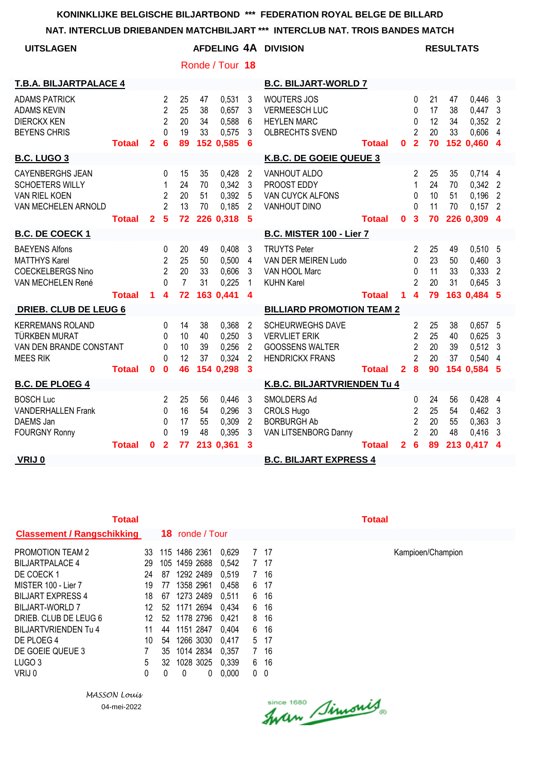**KONINKLIJKE BELGISCHE BILJARTBOND \*\*\* FEDERATION ROYAL BELGE DE BILLARD**

**NAT. INTERCLUB DRIEBANDEN MATCHBILJART \*\*\* INTERCLUB NAT. TROIS BANDES MATCH**

**UITSLAGEN** — **AFDELING 4A DIVISION** — **RESULTATS**

Ronde / Tour **18**

| T.B.A. BILJARTPALACE 4 | | | | | | | | B.C. BILJART-WORLD 7 | | | | | | | |
|---|---|---|---|---|---|---|---|---|---|---|---|---|---|---|---|
| ADAMS PATRICK | | 2 | 25 | 47 | 0,531 | 3 | | WOUTERS JOS | | 0 | 21 | 47 | 0,446 | 3 | |
| ADAMS KEVIN | | 2 | 25 | 38 | 0,657 | 3 | | VERMEESCH LUC | | 0 | 17 | 38 | 0,447 | 3 | |
| DIERCKX KEN | | 2 | 20 | 34 | 0,588 | 6 | | HEYLEN MARC | | 0 | 12 | 34 | 0,352 | 2 | |
| BEYENS CHRIS | | 0 | 19 | 33 | 0,575 | 3 | | OLBRECHTS SVEND | | 2 | 20 | 33 | 0,606 | 4 | |
| **Totaal** | **2** | **6** | **89** | **152** | **0,585** | **6** | | **Totaal** | **0** | **2** | **70** | **152** | **0,460** | **4** | |

| B.C. LUGO 3 | | | | | | | | K.B.C. DE GOEIE QUEUE 3 | | | | | | | |
|---|---|---|---|---|---|---|---|---|---|---|---|---|---|---|---|
| CAYENBERGHS JEAN | | 0 | 15 | 35 | 0,428 | 2 | | VANHOUT ALDO | | 2 | 25 | 35 | 0,714 | 4 | |
| SCHOETERS WILLY | | 1 | 24 | 70 | 0,342 | 3 | | PROOST EDDY | | 1 | 24 | 70 | 0,342 | 2 | |
| VAN RIEL KOEN | | 2 | 20 | 51 | 0,392 | 5 | | VAN CUYCK ALFONS | | 0 | 10 | 51 | 0,196 | 2 | |
| VAN MECHELEN ARNOLD | | 2 | 13 | 70 | 0,185 | 2 | | VANHOUT DINO | | 0 | 11 | 70 | 0,157 | 2 | |
| **Totaal** | **2** | **5** | **72** | **226** | **0,318** | **5** | | **Totaal** | **0** | **3** | **70** | **226** | **0,309** | **4** | |

| B.C. DE COECK 1 | | | | | | | | B.C. MISTER 100 - Lier 7 | | | | | | | |
|---|---|---|---|---|---|---|---|---|---|---|---|---|---|---|---|
| BAEYENS Alfons | | 0 | 20 | 49 | 0,408 | 3 | | TRUYTS Peter | | 2 | 25 | 49 | 0,510 | 5 | |
| MATTHYS Karel | | 2 | 25 | 50 | 0,500 | 4 | | VAN DER MEIREN Ludo | | 0 | 23 | 50 | 0,460 | 3 | |
| COECKELBERGS Nino | | 2 | 20 | 33 | 0,606 | 3 | | VAN HOOL Marc | | 0 | 11 | 33 | 0,333 | 2 | |
| VAN MECHELEN René | | 0 | 7 | 31 | 0,225 | 1 | | KUHN Karel | | 2 | 20 | 31 | 0,645 | 3 | |
| **Totaal** | **1** | **4** | **72** | **163** | **0,441** | **4** | | **Totaal** | **1** | **4** | **79** | **163** | **0,484** | **5** | |

| DRIEB. CLUB DE LEUG 6 | | | | | | | | BILLIARD PROMOTION TEAM 2 | | | | | | | |
|---|---|---|---|---|---|---|---|---|---|---|---|---|---|---|---|
| KERREMANS ROLAND | | 0 | 14 | 38 | 0,368 | 2 | | SCHEURWEGHS DAVE | | 2 | 25 | 38 | 0,657 | 5 | |
| TÜRKBEN MURAT | | 0 | 10 | 40 | 0,250 | 3 | | VERVLIET ERIK | | 2 | 25 | 40 | 0,625 | 3 | |
| VAN DEN BRANDE CONSTANT | | 0 | 10 | 39 | 0,256 | 2 | | GOOSSENS WALTER | | 2 | 20 | 39 | 0,512 | 3 | |
| MEES RIK | | 0 | 12 | 37 | 0,324 | 2 | | HENDRICKX FRANS | | 2 | 20 | 37 | 0,540 | 4 | |
| **Totaal** | **0** | **0** | **46** | **154** | **0,298** | **3** | | **Totaal** | **2** | **8** | **90** | **154** | **0,584** | **5** | |

| B.C. DE PLOEG 4 | | | | | | | | K.B.C. BILJARTVRIENDEN Tu 4 | | | | | | | |
|---|---|---|---|---|---|---|---|---|---|---|---|---|---|---|---|
| BOSCH Luc | | 2 | 25 | 56 | 0,446 | 3 | | SMOLDERS Ad | | 0 | 24 | 56 | 0,428 | 4 | |
| VANDERHALLEN Frank | | 0 | 16 | 54 | 0,296 | 3 | | CROLS Hugo | | 2 | 25 | 54 | 0,462 | 3 | |
| DAEMS Jan | | 0 | 17 | 55 | 0,309 | 2 | | BORBURGH Ab | | 2 | 20 | 55 | 0,363 | 3 | |
| FOURGNY Ronny | | 0 | 19 | 48 | 0,395 | 3 | | VAN LITSENBORG Danny | | 2 | 20 | 48 | 0,416 | 3 | |
| **Totaal** | **0** | **2** | **77** | **213** | **0,361** | **3** | | **Totaal** | **2** | **6** | **89** | **213** | **0,417** | **4** | |

**VRIJ 0** — **B.C. BILJART EXPRESS 4**

**Totaal** — **Totaal**

**Classement / Rangschikking** — **18** ronde / Tour

| | | | | | | | | |
|---|---|---|---|---|---|---|---|---|
| PROMOTION TEAM 2 | 33 | 115 | 1486 | 2361 | 0,629 | 7 | 17 | Kampioen/Champion |
| BILJARTPALACE 4 | 29 | 105 | 1459 | 2688 | 0,542 | 7 | 17 | |
| DE COECK 1 | 24 | 87 | 1292 | 2489 | 0,519 | 7 | 16 | |
| MISTER 100 - Lier 7 | 19 | 77 | 1358 | 2961 | 0,458 | 6 | 17 | |
| BILJART EXPRESS 4 | 18 | 67 | 1273 | 2489 | 0,511 | 6 | 16 | |
| BILJART-WORLD 7 | 12 | 52 | 1171 | 2694 | 0,434 | 6 | 16 | |
| DRIEB. CLUB DE LEUG 6 | 12 | 52 | 1178 | 2796 | 0,421 | 8 | 16 | |
| BILJARTVRIENDEN Tu 4 | 11 | 44 | 1151 | 2847 | 0,404 | 6 | 16 | |
| DE PLOEG 4 | 10 | 54 | 1266 | 3030 | 0,417 | 5 | 17 | |
| DE GOEIE QUEUE 3 | 7 | 35 | 1014 | 2834 | 0,357 | 7 | 16 | |
| LUGO 3 | 5 | 32 | 1028 | 3025 | 0,339 | 6 | 16 | |
| VRIJ 0 | 0 | 0 | 0 | 0 | 0,000 | 0 | 0 | |

*MASSON Louis*

04-mei-2022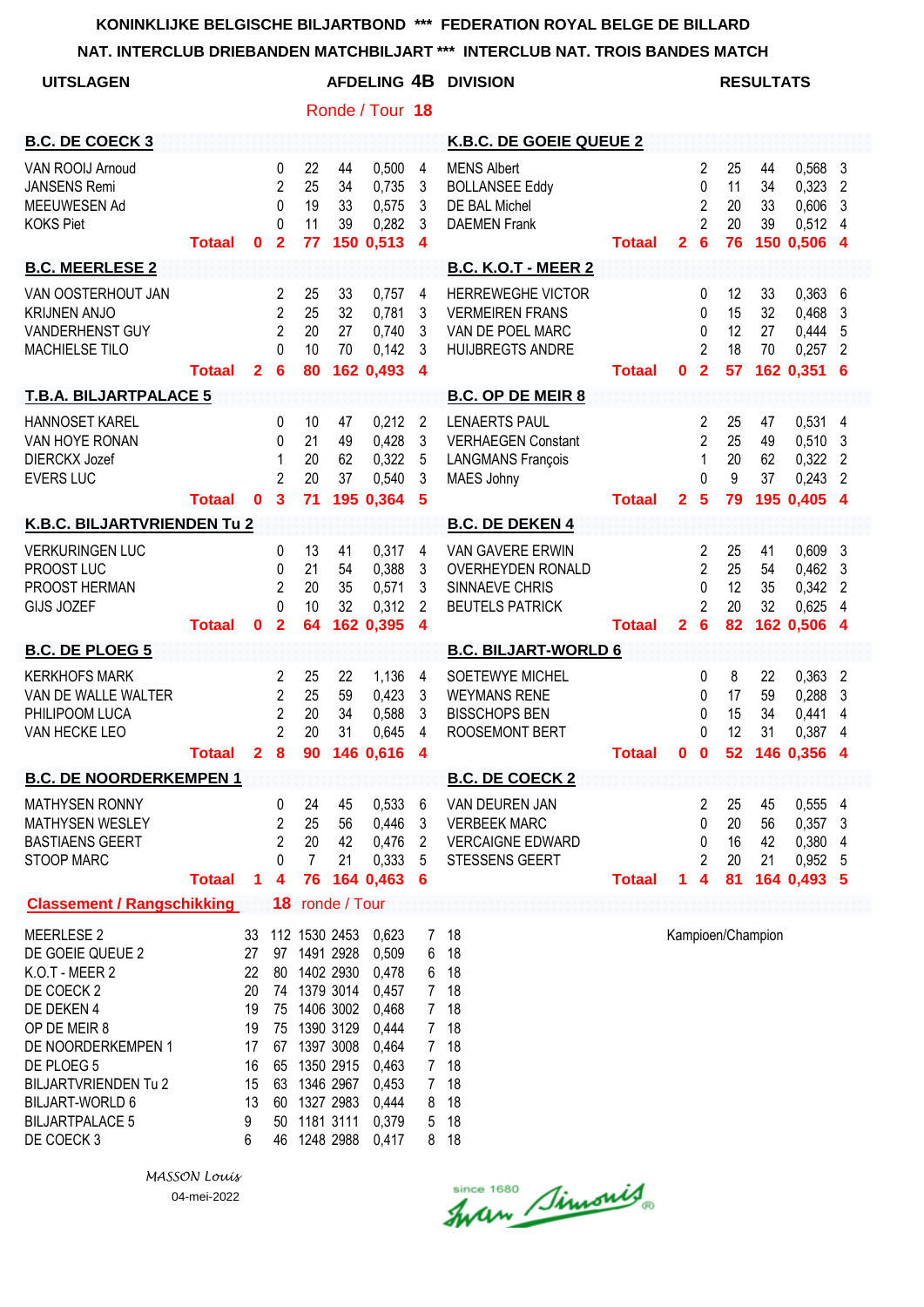**KONINKLIJKE BELGISCHE BILJARTBOND \*\*\* FEDERATION ROYAL BELGE DE BILLARD**

**NAT. INTERCLUB DRIEBANDEN MATCHBILJART \*\*\* INTERCLUB NAT. TROIS BANDES MATCH**

**UITSLAGEN** — **AFDELING 4B DIVISION** — **RESULTATS**

Ronde / Tour **18**

| B.C. DE COECK 3 | | | | | | | K.B.C. DE GOEIE QUEUE 2 | | | | | | |
|---|---|---|---|---|---|---|---|---|---|---|---|---|---|
| VAN ROOIJ Arnoud | | 0 | 22 | 44 | 0,500 | 4 | MENS Albert | | 2 | 25 | 44 | 0,568 | 3 |
| JANSENS Remi | | 2 | 25 | 34 | 0,735 | 3 | BOLLANSEE Eddy | | 0 | 11 | 34 | 0,323 | 2 |
| MEEUWESEN Ad | | 0 | 19 | 33 | 0,575 | 3 | DE BAL Michel | | 2 | 20 | 33 | 0,606 | 3 |
| KOKS Piet | | 0 | 11 | 39 | 0,282 | 3 | DAEMEN Frank | | 2 | 20 | 39 | 0,512 | 4 |
| **Totaal** | **0** | **2** | **77** | **150** | **0,513** | **4** | **Totaal** | **2** | **6** | **76** | **150** | **0,506** | **4** |

| B.C. MEERLESE 2 | | | | | | | B.C. K.O.T - MEER 2 | | | | | | |
|---|---|---|---|---|---|---|---|---|---|---|---|---|---|
| VAN OOSTERHOUT JAN | | 2 | 25 | 33 | 0,757 | 4 | HERREWEGHE VICTOR | | 0 | 12 | 33 | 0,363 | 6 |
| KRIJNEN ANJO | | 2 | 25 | 32 | 0,781 | 3 | VERMEIREN FRANS | | 0 | 15 | 32 | 0,468 | 3 |
| VANDERHENST GUY | | 2 | 20 | 27 | 0,740 | 3 | VAN DE POEL MARC | | 0 | 12 | 27 | 0,444 | 5 |
| MACHIELSE TILO | | 0 | 10 | 70 | 0,142 | 3 | HUIJBREGTS ANDRE | | 2 | 18 | 70 | 0,257 | 2 |
| **Totaal** | **2** | **6** | **80** | **162** | **0,493** | **4** | **Totaal** | **0** | **2** | **57** | **162** | **0,351** | **6** |

| T.B.A. BILJARTPALACE 5 | | | | | | | B.C. OP DE MEIR 8 | | | | | | |
|---|---|---|---|---|---|---|---|---|---|---|---|---|---|
| HANNOSET KAREL | | 0 | 10 | 47 | 0,212 | 2 | LENAERTS PAUL | | 2 | 25 | 47 | 0,531 | 4 |
| VAN HOYE RONAN | | 0 | 21 | 49 | 0,428 | 3 | VERHAEGEN Constant | | 2 | 25 | 49 | 0,510 | 3 |
| DIERCKX Jozef | | 1 | 20 | 62 | 0,322 | 5 | LANGMANS François | | 1 | 20 | 62 | 0,322 | 2 |
| EVERS LUC | | 2 | 20 | 37 | 0,540 | 3 | MAES Johny | | 0 | 9 | 37 | 0,243 | 2 |
| **Totaal** | **0** | **3** | **71** | **195** | **0,364** | **5** | **Totaal** | **2** | **5** | **79** | **195** | **0,405** | **4** |

| K.B.C. BILJARTVRIENDEN Tu 2 | | | | | | | B.C. DE DEKEN 4 | | | | | | |
|---|---|---|---|---|---|---|---|---|---|---|---|---|---|
| VERKURINGEN LUC | | 0 | 13 | 41 | 0,317 | 4 | VAN GAVERE ERWIN | | 2 | 25 | 41 | 0,609 | 3 |
| PROOST LUC | | 0 | 21 | 54 | 0,388 | 3 | OVERHEYDEN RONALD | | 2 | 25 | 54 | 0,462 | 3 |
| PROOST HERMAN | | 2 | 20 | 35 | 0,571 | 3 | SINNAEVE CHRIS | | 0 | 12 | 35 | 0,342 | 2 |
| GIJS JOZEF | | 0 | 10 | 32 | 0,312 | 2 | BEUTELS PATRICK | | 2 | 20 | 32 | 0,625 | 4 |
| **Totaal** | **0** | **2** | **64** | **162** | **0,395** | **4** | **Totaal** | **2** | **6** | **82** | **162** | **0,506** | **4** |

| B.C. DE PLOEG 5 | | | | | | | B.C. BILJART-WORLD 6 | | | | | | |
|---|---|---|---|---|---|---|---|---|---|---|---|---|---|
| KERKHOFS MARK | | 2 | 25 | 22 | 1,136 | 4 | SOETEWYE MICHEL | | 0 | 8 | 22 | 0,363 | 2 |
| VAN DE WALLE WALTER | | 2 | 25 | 59 | 0,423 | 3 | WEYMANS RENE | | 0 | 17 | 59 | 0,288 | 3 |
| PHILIPOOM LUCA | | 2 | 20 | 34 | 0,588 | 3 | BISSCHOPS BEN | | 0 | 15 | 34 | 0,441 | 4 |
| VAN HECKE LEO | | 2 | 20 | 31 | 0,645 | 4 | ROOSEMONT BERT | | 0 | 12 | 31 | 0,387 | 4 |
| **Totaal** | **2** | **8** | **90** | **146** | **0,616** | **4** | **Totaal** | **0** | **0** | **52** | **146** | **0,356** | **4** |

| B.C. DE NOORDERKEMPEN 1 | | | | | | | B.C. DE COECK 2 | | | | | | |
|---|---|---|---|---|---|---|---|---|---|---|---|---|---|
| MATHYSEN RONNY | | 0 | 24 | 45 | 0,533 | 6 | VAN DEUREN JAN | | 2 | 25 | 45 | 0,555 | 4 |
| MATHYSEN WESLEY | | 2 | 25 | 56 | 0,446 | 3 | VERBEEK MARC | | 0 | 20 | 56 | 0,357 | 3 |
| BASTIAENS GEERT | | 2 | 20 | 42 | 0,476 | 2 | VERCAIGNE EDWARD | | 0 | 16 | 42 | 0,380 | 4 |
| STOOP MARC | | 0 | 7 | 21 | 0,333 | 5 | STESSENS GEERT | | 2 | 20 | 21 | 0,952 | 5 |
| **Totaal** | **1** | **4** | **76** | **164** | **0,463** | **6** | **Totaal** | **1** | **4** | **81** | **164** | **0,493** | **5** |

**Classement / Rangschikking** — **18** ronde / Tour

| Club | | | | | | | | |
|---|---|---|---|---|---|---|---|---|
| MEERLESE 2 | 33 | 112 | 1530 | 2453 | 0,623 | 7 | 18 | Kampioen/Champion |
| DE GOEIE QUEUE 2 | 27 | 97 | 1491 | 2928 | 0,509 | 6 | 18 | |
| K.O.T - MEER 2 | 22 | 80 | 1402 | 2930 | 0,478 | 6 | 18 | |
| DE COECK 2 | 20 | 74 | 1379 | 3014 | 0,457 | 7 | 18 | |
| DE DEKEN 4 | 19 | 75 | 1406 | 3002 | 0,468 | 7 | 18 | |
| OP DE MEIR 8 | 19 | 75 | 1390 | 3129 | 0,444 | 7 | 18 | |
| DE NOORDERKEMPEN 1 | 17 | 67 | 1397 | 3008 | 0,464 | 7 | 18 | |
| DE PLOEG 5 | 16 | 65 | 1350 | 2915 | 0,463 | 7 | 18 | |
| BILJARTVRIENDEN Tu 2 | 15 | 63 | 1346 | 2967 | 0,453 | 7 | 18 | |
| BILJART-WORLD 6 | 13 | 60 | 1327 | 2983 | 0,444 | 8 | 18 | |
| BILJARTPALACE 5 | 9 | 50 | 1181 | 3111 | 0,379 | 5 | 18 | |
| DE COECK 3 | 6 | 46 | 1248 | 2988 | 0,417 | 8 | 18 | |

*MASSON Louis*

04-mei-2022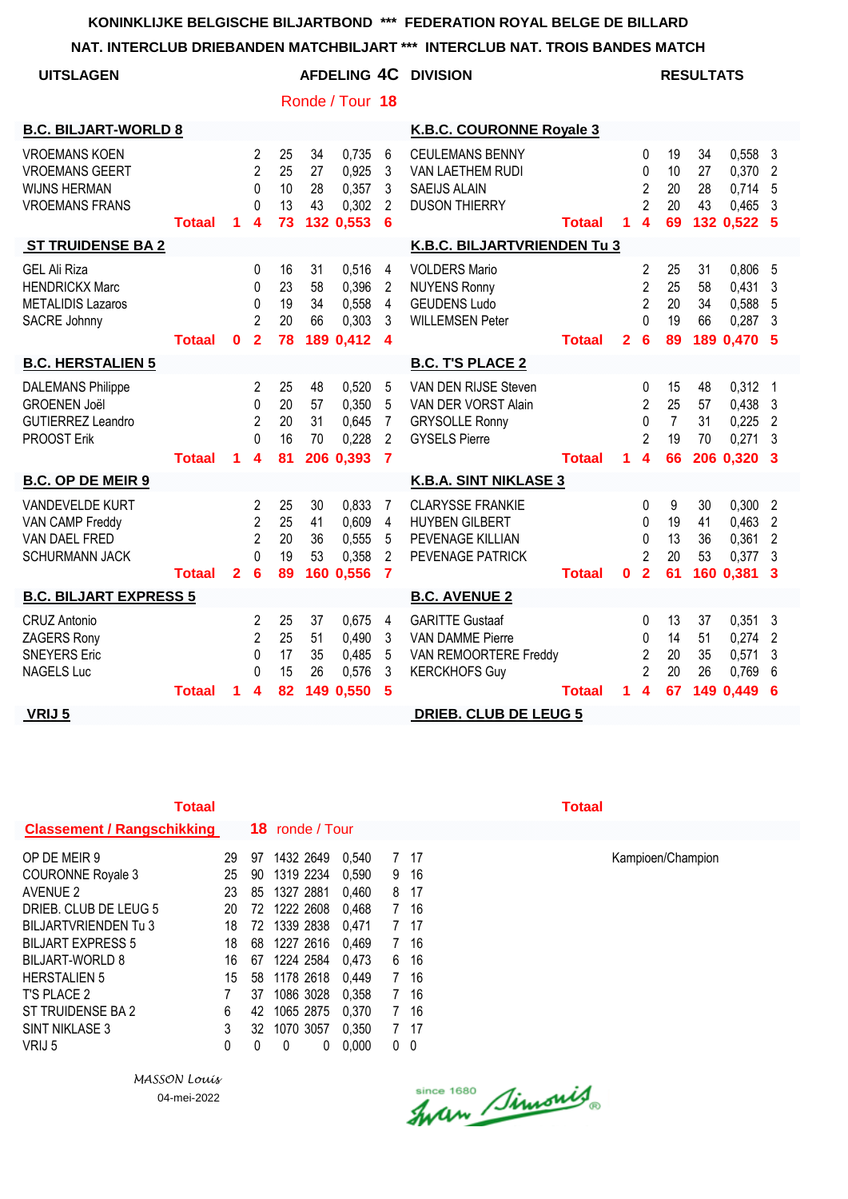**KONINKLIJKE BELGISCHE BILJARTBOND \*\*\* FEDERATION ROYAL BELGE DE BILLARD**

**NAT. INTERCLUB DRIEBANDEN MATCHBILJART \*\*\* INTERCLUB NAT. TROIS BANDES MATCH**

**UITSLAGEN** **AFDELING 4C DIVISION** **RESULTATS**

Ronde / Tour **18**

| **B.C. BILJART-WORLD 8** | | | | | | | | **K.B.C. COURONNE Royale 3** | | | | | | | |
|---|---|---|---|---|---|---|---|---|---|---|---|---|---|---|---|
| VROEMANS KOEN | | 2 | 25 | 34 | 0,735 | 6 | | CEULEMANS BENNY | | 0 | 19 | 34 | 0,558 | 3 | |
| VROEMANS GEERT | | 2 | 25 | 27 | 0,925 | 3 | | VAN LAETHEM RUDI | | 0 | 10 | 27 | 0,370 | 2 | |
| WIJNS HERMAN | | 0 | 10 | 28 | 0,357 | 3 | | SAEIJS ALAIN | | 2 | 20 | 28 | 0,714 | 5 | |
| VROEMANS FRANS | | 0 | 13 | 43 | 0,302 | 2 | | DUSON THIERRY | | 2 | 20 | 43 | 0,465 | 3 | |
| **Totaal** | **1** | **4** | **73** | **132** | **0,553** | **6** | | **Totaal** | **1** | **4** | **69** | **132** | **0,522** | **5** | |
| **ST TRUIDENSE BA 2** | | | | | | | | **K.B.C. BILJARTVRIENDEN Tu 3** | | | | | | | |
| GEL Ali Riza | | 0 | 16 | 31 | 0,516 | 4 | | VOLDERS Mario | | 2 | 25 | 31 | 0,806 | 5 | |
| HENDRICKX Marc | | 0 | 23 | 58 | 0,396 | 2 | | NUYENS Ronny | | 2 | 25 | 58 | 0,431 | 3 | |
| METALIDIS Lazaros | | 0 | 19 | 34 | 0,558 | 4 | | GEUDENS Ludo | | 2 | 20 | 34 | 0,588 | 5 | |
| SACRE Johnny | | 2 | 20 | 66 | 0,303 | 3 | | WILLEMSEN Peter | | 0 | 19 | 66 | 0,287 | 3 | |
| **Totaal** | **0** | **2** | **78** | **189** | **0,412** | **4** | | **Totaal** | **2** | **6** | **89** | **189** | **0,470** | **5** | |
| **B.C. HERSTALIEN 5** | | | | | | | | **B.C. T'S PLACE 2** | | | | | | | |
| DALEMANS Philippe | | 2 | 25 | 48 | 0,520 | 5 | | VAN DEN RIJSE Steven | | 0 | 15 | 48 | 0,312 | 1 | |
| GROENEN Joël | | 0 | 20 | 57 | 0,350 | 5 | | VAN DER VORST Alain | | 2 | 25 | 57 | 0,438 | 3 | |
| GUTIERREZ Leandro | | 2 | 20 | 31 | 0,645 | 7 | | GRYSOLLE Ronny | | 0 | 7 | 31 | 0,225 | 2 | |
| PROOST Erik | | 0 | 16 | 70 | 0,228 | 2 | | GYSELS Pierre | | 2 | 19 | 70 | 0,271 | 3 | |
| **Totaal** | **1** | **4** | **81** | **206** | **0,393** | **7** | | **Totaal** | **1** | **4** | **66** | **206** | **0,320** | **3** | |
| **B.C. OP DE MEIR 9** | | | | | | | | **K.B.A. SINT NIKLASE 3** | | | | | | | |
| VANDEVELDE KURT | | 2 | 25 | 30 | 0,833 | 7 | | CLARYSSE FRANKIE | | 0 | 9 | 30 | 0,300 | 2 | |
| VAN CAMP Freddy | | 2 | 25 | 41 | 0,609 | 4 | | HUYBEN GILBERT | | 0 | 19 | 41 | 0,463 | 2 | |
| VAN DAEL FRED | | 2 | 20 | 36 | 0,555 | 5 | | PEVENAGE KILLIAN | | 0 | 13 | 36 | 0,361 | 2 | |
| SCHURMANN JACK | | 0 | 19 | 53 | 0,358 | 2 | | PEVENAGE PATRICK | | 2 | 20 | 53 | 0,377 | 3 | |
| **Totaal** | **2** | **6** | **89** | **160** | **0,556** | **7** | | **Totaal** | **0** | **2** | **61** | **160** | **0,381** | **3** | |
| **B.C. BILJART EXPRESS 5** | | | | | | | | **B.C. AVENUE 2** | | | | | | | |
| CRUZ Antonio | | 2 | 25 | 37 | 0,675 | 4 | | GARITTE Gustaaf | | 0 | 13 | 37 | 0,351 | 3 | |
| ZAGERS Rony | | 2 | 25 | 51 | 0,490 | 3 | | VAN DAMME Pierre | | 0 | 14 | 51 | 0,274 | 2 | |
| SNEYERS Eric | | 0 | 17 | 35 | 0,485 | 5 | | VAN REMOORTERE Freddy | | 2 | 20 | 35 | 0,571 | 3 | |
| NAGELS Luc | | 0 | 15 | 26 | 0,576 | 3 | | KERCKHOFS Guy | | 2 | 20 | 26 | 0,769 | 6 | |
| **Totaal** | **1** | **4** | **82** | **149** | **0,550** | **5** | | **Totaal** | **1** | **4** | **67** | **149** | **0,449** | **6** | |
| **VRIJ 5** | | | | | | | | **DRIEB. CLUB DE LEUG 5** | | | | | | | |

**Classement / Rangschikking** **18** ronde / Tour

| | | | | | | | | |
|---|---|---|---|---|---|---|---|---|
| OP DE MEIR 9 | 29 | 97 | 1432 | 2649 | 0,540 | 7 | 17 | Kampioen/Champion |
| COURONNE Royale 3 | 25 | 90 | 1319 | 2234 | 0,590 | 9 | 16 | |
| AVENUE 2 | 23 | 85 | 1327 | 2881 | 0,460 | 8 | 17 | |
| DRIEB. CLUB DE LEUG 5 | 20 | 72 | 1222 | 2608 | 0,468 | 7 | 16 | |
| BILJARTVRIENDEN Tu 3 | 18 | 72 | 1339 | 2838 | 0,471 | 7 | 17 | |
| BILJART EXPRESS 5 | 18 | 68 | 1227 | 2616 | 0,469 | 7 | 16 | |
| BILJART-WORLD 8 | 16 | 67 | 1224 | 2584 | 0,473 | 6 | 16 | |
| HERSTALIEN 5 | 15 | 58 | 1178 | 2618 | 0,449 | 7 | 16 | |
| T'S PLACE 2 | 7 | 37 | 1086 | 3028 | 0,358 | 7 | 16 | |
| ST TRUIDENSE BA 2 | 6 | 42 | 1065 | 2875 | 0,370 | 7 | 16 | |
| SINT NIKLASE 3 | 3 | 32 | 1070 | 3057 | 0,350 | 7 | 17 | |
| VRIJ 5 | 0 | 0 | 0 | 0 | 0,000 | 0 | 0 | |

*MASSON Louis*

04-mei-2022

since 1680 Iwan Simonis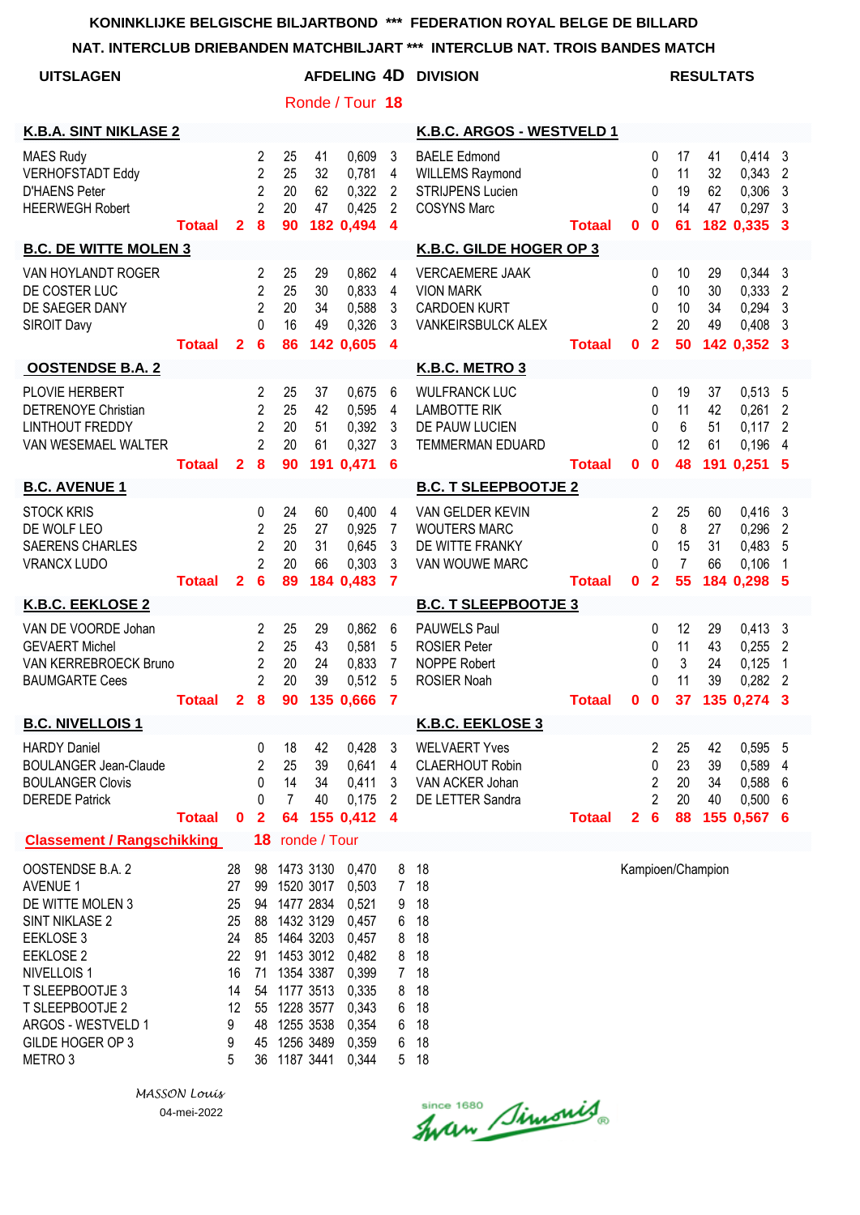**KONINKLIJKE BELGISCHE BILJARTBOND \*\*\* FEDERATION ROYAL BELGE DE BILLARD**

**NAT. INTERCLUB DRIEBANDEN MATCHBILJART \*\*\* INTERCLUB NAT. TROIS BANDES MATCH**

**UITSLAGEN** — **AFDELING 4D DIVISION** — **RESULTATS**

**Ronde / Tour 18**

| K.B.A. SINT NIKLASE 2 | | | | | | | | K.B.C. ARGOS - WESTVELD 1 | | | | | | | |
|---|---|---|---|---|---|---|---|---|---|---|---|---|---|---|---|
| MAES Rudy | | 2 | 25 | 41 | 0,609 | 3 | | BAELE Edmond | | 0 | 17 | 41 | 0,414 | 3 | |
| VERHOFSTADT Eddy | | 2 | 25 | 32 | 0,781 | 4 | | WILLEMS Raymond | | 0 | 11 | 32 | 0,343 | 2 | |
| D'HAENS Peter | | 2 | 20 | 62 | 0,322 | 2 | | STRIJPENS Lucien | | 0 | 19 | 62 | 0,306 | 3 | |
| HEERWEGH Robert | | 2 | 20 | 47 | 0,425 | 2 | | COSYNS Marc | | 0 | 14 | 47 | 0,297 | 3 | |
| **Totaal** | **2** | **8** | **90** | **182** | **0,494** | **4** | | **Totaal** | **0** | **0** | **61** | **182** | **0,335** | **3** | |

| B.C. DE WITTE MOLEN 3 | | | | | | | | K.B.C. GILDE HOGER OP 3 | | | | | | | |
|---|---|---|---|---|---|---|---|---|---|---|---|---|---|---|---|
| VAN HOYLANDT ROGER | | 2 | 25 | 29 | 0,862 | 4 | | VERCAEMERE JAAK | | 0 | 10 | 29 | 0,344 | 3 | |
| DE COSTER LUC | | 2 | 25 | 30 | 0,833 | 4 | | VION MARK | | 0 | 10 | 30 | 0,333 | 2 | |
| DE SAEGER DANY | | 2 | 20 | 34 | 0,588 | 3 | | CARDOEN KURT | | 0 | 10 | 34 | 0,294 | 3 | |
| SIROIT Davy | | 0 | 16 | 49 | 0,326 | 3 | | VANKEIRSBULCK ALEX | | 2 | 20 | 49 | 0,408 | 3 | |
| **Totaal** | **2** | **6** | **86** | **142** | **0,605** | **4** | | **Totaal** | **0** | **2** | **50** | **142** | **0,352** | **3** | |

| OOSTENDSE B.A. 2 | | | | | | | | K.B.C. METRO 3 | | | | | | | |
|---|---|---|---|---|---|---|---|---|---|---|---|---|---|---|---|
| PLOVIE HERBERT | | 2 | 25 | 37 | 0,675 | 6 | | WULFRANCK LUC | | 0 | 19 | 37 | 0,513 | 5 | |
| DETRENOYE Christian | | 2 | 25 | 42 | 0,595 | 4 | | LAMBOTTE RIK | | 0 | 11 | 42 | 0,261 | 2 | |
| LINTHOUT FREDDY | | 2 | 20 | 51 | 0,392 | 3 | | DE PAUW LUCIEN | | 0 | 6 | 51 | 0,117 | 2 | |
| VAN WESEMAEL WALTER | | 2 | 20 | 61 | 0,327 | 3 | | TEMMERMAN EDUARD | | 0 | 12 | 61 | 0,196 | 4 | |
| **Totaal** | **2** | **8** | **90** | **191** | **0,471** | **6** | | **Totaal** | **0** | **0** | **48** | **191** | **0,251** | **5** | |

| B.C. AVENUE 1 | | | | | | | | B.C. T SLEEPBOOTJE 2 | | | | | | | |
|---|---|---|---|---|---|---|---|---|---|---|---|---|---|---|---|
| STOCK KRIS | | 0 | 24 | 60 | 0,400 | 4 | | VAN GELDER KEVIN | | 2 | 25 | 60 | 0,416 | 3 | |
| DE WOLF LEO | | 2 | 25 | 27 | 0,925 | 7 | | WOUTERS MARC | | 0 | 8 | 27 | 0,296 | 2 | |
| SAERENS CHARLES | | 2 | 20 | 31 | 0,645 | 3 | | DE WITTE FRANKY | | 0 | 15 | 31 | 0,483 | 5 | |
| VRANCX LUDO | | 2 | 20 | 66 | 0,303 | 3 | | VAN WOUWE MARC | | 0 | 7 | 66 | 0,106 | 1 | |
| **Totaal** | **2** | **6** | **89** | **184** | **0,483** | **7** | | **Totaal** | **0** | **2** | **55** | **184** | **0,298** | **5** | |

| K.B.C. EEKLOSE 2 | | | | | | | | B.C. T SLEEPBOOTJE 3 | | | | | | | |
|---|---|---|---|---|---|---|---|---|---|---|---|---|---|---|---|
| VAN DE VOORDE Johan | | 2 | 25 | 29 | 0,862 | 6 | | PAUWELS Paul | | 0 | 12 | 29 | 0,413 | 3 | |
| GEVAERT Michel | | 2 | 25 | 43 | 0,581 | 5 | | ROSIER Peter | | 0 | 11 | 43 | 0,255 | 2 | |
| VAN KERREBROECK Bruno | | 2 | 20 | 24 | 0,833 | 7 | | NOPPE Robert | | 0 | 3 | 24 | 0,125 | 1 | |
| BAUMGARTE Cees | | 2 | 20 | 39 | 0,512 | 5 | | ROSIER Noah | | 0 | 11 | 39 | 0,282 | 2 | |
| **Totaal** | **2** | **8** | **90** | **135** | **0,666** | **7** | | **Totaal** | **0** | **0** | **37** | **135** | **0,274** | **3** | |

| B.C. NIVELLOIS 1 | | | | | | | | K.B.C. EEKLOSE 3 | | | | | | | |
|---|---|---|---|---|---|---|---|---|---|---|---|---|---|---|---|
| HARDY Daniel | | 0 | 18 | 42 | 0,428 | 3 | | WELVAERT Yves | | 2 | 25 | 42 | 0,595 | 5 | |
| BOULANGER Jean-Claude | | 2 | 25 | 39 | 0,641 | 4 | | CLAERHOUT Robin | | 0 | 23 | 39 | 0,589 | 4 | |
| BOULANGER Clovis | | 0 | 14 | 34 | 0,411 | 3 | | VAN ACKER Johan | | 2 | 20 | 34 | 0,588 | 6 | |
| DEREDE Patrick | | 0 | 7 | 40 | 0,175 | 2 | | DE LETTER Sandra | | 2 | 20 | 40 | 0,500 | 6 | |
| **Totaal** | **0** | **2** | **64** | **155** | **0,412** | **4** | | **Totaal** | **2** | **6** | **88** | **155** | **0,567** | **6** | |

**Classement / Rangschikking** — **18** ronde / Tour

| Club | | | | | | | | |
|---|---|---|---|---|---|---|---|---|
| OOSTENDSE B.A. 2 | 28 | 98 | 1473 | 3130 | 0,470 | 8 | 18 | Kampioen/Champion |
| AVENUE 1 | 27 | 99 | 1520 | 3017 | 0,503 | 7 | 18 | |
| DE WITTE MOLEN 3 | 25 | 94 | 1477 | 2834 | 0,521 | 9 | 18 | |
| SINT NIKLASE 2 | 25 | 88 | 1432 | 3129 | 0,457 | 6 | 18 | |
| EEKLOSE 3 | 24 | 85 | 1464 | 3203 | 0,457 | 8 | 18 | |
| EEKLOSE 2 | 22 | 91 | 1453 | 3012 | 0,482 | 8 | 18 | |
| NIVELLOIS 1 | 16 | 71 | 1354 | 3387 | 0,399 | 7 | 18 | |
| T SLEEPBOOTJE 3 | 14 | 54 | 1177 | 3513 | 0,335 | 8 | 18 | |
| T SLEEPBOOTJE 2 | 12 | 55 | 1228 | 3577 | 0,343 | 6 | 18 | |
| ARGOS - WESTVELD 1 | 9 | 48 | 1255 | 3538 | 0,354 | 6 | 18 | |
| GILDE HOGER OP 3 | 9 | 45 | 1256 | 3489 | 0,359 | 6 | 18 | |
| METRO 3 | 5 | 36 | 1187 | 3441 | 0,344 | 5 | 18 | |

*MASSON Louis*
04-mei-2022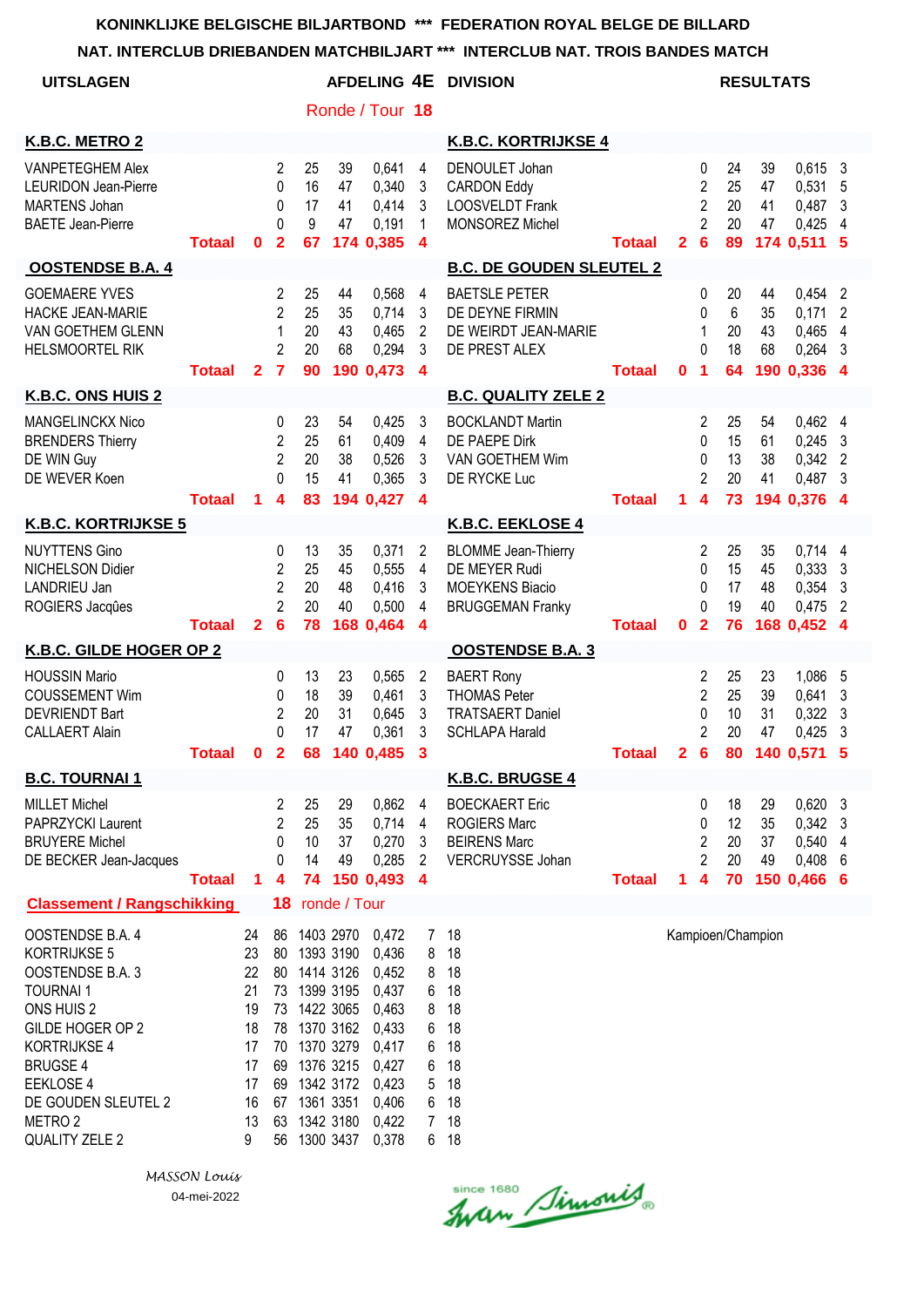**KONINKLIJKE BELGISCHE BILJARTBOND \*\*\* FEDERATION ROYAL BELGE DE BILLARD**

**NAT. INTERCLUB DRIEBANDEN MATCHBILJART \*\*\* INTERCLUB NAT. TROIS BANDES MATCH**

**UITSLAGEN** — **AFDELING 4E DIVISION** — **RESULTATS**

Ronde / Tour **18**

| K.B.C. METRO 2 | | | | | | | | K.B.C. KORTRIJKSE 4 | | | | | | | |
|---|---|---|---|---|---|---|---|---|---|---|---|---|---|---|---|
| VANPETEGHEM Alex | | 2 | 25 | 39 | 0,641 | 4 | | DENOULET Johan | | 0 | 24 | 39 | 0,615 | 3 |
| LEURIDON Jean-Pierre | | 0 | 16 | 47 | 0,340 | 3 | | CARDON Eddy | | 2 | 25 | 47 | 0,531 | 5 |
| MARTENS Johan | | 0 | 17 | 41 | 0,414 | 3 | | LOOSVELDT Frank | | 2 | 20 | 41 | 0,487 | 3 |
| BAETE Jean-Pierre | | 0 | 9 | 47 | 0,191 | 1 | | MONSOREZ Michel | | 2 | 20 | 47 | 0,425 | 4 |
| **Totaal** | **0** | **2** | **67** | **174** | **0,385** | **4** | | **Totaal** | **2** | **6** | **89** | **174** | **0,511** | **5** |

| OOSTENDSE B.A. 4 | | | | | | | | B.C. DE GOUDEN SLEUTEL 2 | | | | | | |
|---|---|---|---|---|---|---|---|---|---|---|---|---|---|---|
| GOEMAERE YVES | | 2 | 25 | 44 | 0,568 | 4 | | BAETSLE PETER | | 0 | 20 | 44 | 0,454 | 2 |
| HACKE JEAN-MARIE | | 2 | 25 | 35 | 0,714 | 3 | | DE DEYNE FIRMIN | | 0 | 6 | 35 | 0,171 | 2 |
| VAN GOETHEM GLENN | | 1 | 20 | 43 | 0,465 | 2 | | DE WEIRDT JEAN-MARIE | | 1 | 20 | 43 | 0,465 | 4 |
| HELSMOORTEL RIK | | 2 | 20 | 68 | 0,294 | 3 | | DE PREST ALEX | | 0 | 18 | 68 | 0,264 | 3 |
| **Totaal** | **2** | **7** | **90** | **190** | **0,473** | **4** | | **Totaal** | **0** | **1** | **64** | **190** | **0,336** | **4** |

| K.B.C. ONS HUIS 2 | | | | | | | | B.C. QUALITY ZELE 2 | | | | | | |
|---|---|---|---|---|---|---|---|---|---|---|---|---|---|---|
| MANGELINCKX Nico | | 0 | 23 | 54 | 0,425 | 3 | | BOCKLANDT Martin | | 2 | 25 | 54 | 0,462 | 4 |
| BRENDERS Thierry | | 2 | 25 | 61 | 0,409 | 4 | | DE PAEPE Dirk | | 0 | 15 | 61 | 0,245 | 3 |
| DE WIN Guy | | 2 | 20 | 38 | 0,526 | 3 | | VAN GOETHEM Wim | | 0 | 13 | 38 | 0,342 | 2 |
| DE WEVER Koen | | 0 | 15 | 41 | 0,365 | 3 | | DE RYCKE Luc | | 2 | 20 | 41 | 0,487 | 3 |
| **Totaal** | **1** | **4** | **83** | **194** | **0,427** | **4** | | **Totaal** | **1** | **4** | **73** | **194** | **0,376** | **4** |

| K.B.C. KORTRIJKSE 5 | | | | | | | | K.B.C. EEKLOSE 4 | | | | | | |
|---|---|---|---|---|---|---|---|---|---|---|---|---|---|---|
| NUYTTENS Gino | | 0 | 13 | 35 | 0,371 | 2 | | BLOMME Jean-Thierry | | 2 | 25 | 35 | 0,714 | 4 |
| NICHELSON Didier | | 2 | 25 | 45 | 0,555 | 4 | | DE MEYER Rudi | | 0 | 15 | 45 | 0,333 | 3 |
| LANDRIEU Jan | | 2 | 20 | 48 | 0,416 | 3 | | MOEYKENS Biacio | | 0 | 17 | 48 | 0,354 | 3 |
| ROGIERS Jacqûes | | 2 | 20 | 40 | 0,500 | 4 | | BRUGGEMAN Franky | | 0 | 19 | 40 | 0,475 | 2 |
| **Totaal** | **2** | **6** | **78** | **168** | **0,464** | **4** | | **Totaal** | **0** | **2** | **76** | **168** | **0,452** | **4** |

| K.B.C. GILDE HOGER OP 2 | | | | | | | | OOSTENDSE B.A. 3 | | | | | | |
|---|---|---|---|---|---|---|---|---|---|---|---|---|---|---|
| HOUSSIN Mario | | 0 | 13 | 23 | 0,565 | 2 | | BAERT Rony | | 2 | 25 | 23 | 1,086 | 5 |
| COUSSEMENT Wim | | 0 | 18 | 39 | 0,461 | 3 | | THOMAS Peter | | 2 | 25 | 39 | 0,641 | 3 |
| DEVRIENDT Bart | | 2 | 20 | 31 | 0,645 | 3 | | TRATSAERT Daniel | | 0 | 10 | 31 | 0,322 | 3 |
| CALLAERT Alain | | 0 | 17 | 47 | 0,361 | 3 | | SCHLAPA Harald | | 2 | 20 | 47 | 0,425 | 3 |
| **Totaal** | **0** | **2** | **68** | **140** | **0,485** | **3** | | **Totaal** | **2** | **6** | **80** | **140** | **0,571** | **5** |

| B.C. TOURNAI 1 | | | | | | | | K.B.C. BRUGSE 4 | | | | | | |
|---|---|---|---|---|---|---|---|---|---|---|---|---|---|---|
| MILLET Michel | | 2 | 25 | 29 | 0,862 | 4 | | BOECKAERT Eric | | 0 | 18 | 29 | 0,620 | 3 |
| PAPRZYCKI Laurent | | 2 | 25 | 35 | 0,714 | 4 | | ROGIERS Marc | | 0 | 12 | 35 | 0,342 | 3 |
| BRUYERE Michel | | 0 | 10 | 37 | 0,270 | 3 | | BEIRENS Marc | | 2 | 20 | 37 | 0,540 | 4 |
| DE BECKER Jean-Jacques | | 0 | 14 | 49 | 0,285 | 2 | | VERCRUYSSE Johan | | 2 | 20 | 49 | 0,408 | 6 |
| **Totaal** | **1** | **4** | **74** | **150** | **0,493** | **4** | | **Totaal** | **1** | **4** | **70** | **150** | **0,466** | **6** |

**Classement / Rangschikking** — **18** ronde / Tour

| | | | | | | | | |
|---|---|---|---|---|---|---|---|---|
| OOSTENDSE B.A. 4 | 24 | 86 | 1403 | 2970 | 0,472 | 7 | 18 | Kampioen/Champion |
| KORTRIJKSE 5 | 23 | 80 | 1393 | 3190 | 0,436 | 8 | 18 | |
| OOSTENDSE B.A. 3 | 22 | 80 | 1414 | 3126 | 0,452 | 8 | 18 | |
| TOURNAI 1 | 21 | 73 | 1399 | 3195 | 0,437 | 6 | 18 | |
| ONS HUIS 2 | 19 | 73 | 1422 | 3065 | 0,463 | 8 | 18 | |
| GILDE HOGER OP 2 | 18 | 78 | 1370 | 3162 | 0,433 | 6 | 18 | |
| KORTRIJKSE 4 | 17 | 70 | 1370 | 3279 | 0,417 | 6 | 18 | |
| BRUGSE 4 | 17 | 69 | 1376 | 3215 | 0,427 | 6 | 18 | |
| EEKLOSE 4 | 17 | 69 | 1342 | 3172 | 0,423 | 5 | 18 | |
| DE GOUDEN SLEUTEL 2 | 16 | 67 | 1361 | 3351 | 0,406 | 6 | 18 | |
| METRO 2 | 13 | 63 | 1342 | 3180 | 0,422 | 7 | 18 | |
| QUALITY ZELE 2 | 9 | 56 | 1300 | 3437 | 0,378 | 6 | 18 | |

*MASSON Louis*

04-mei-2022

since 1680 Iwan Simonis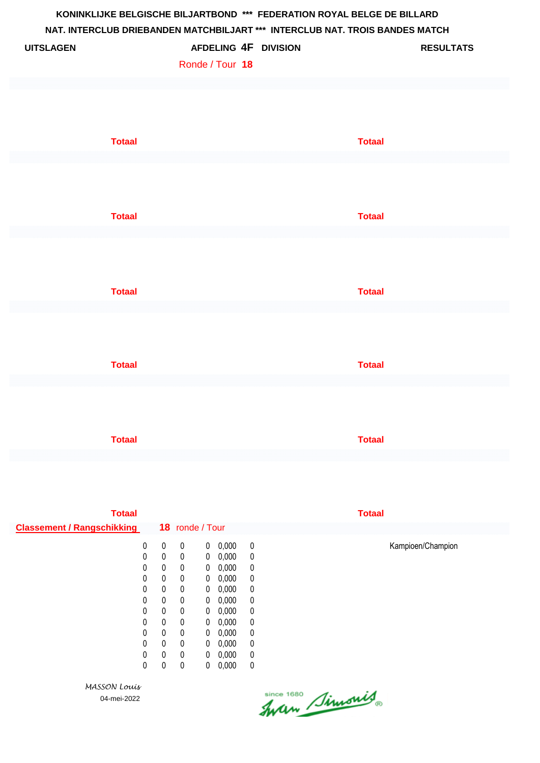KONINKLIJKE BELGISCHE BILJARTBOND *** FEDERATION ROYAL BELGE DE BILLARD

NAT. INTERCLUB DRIEBANDEN MATCHBILJART *** INTERCLUB NAT. TROIS BANDES MATCH

UITSLAGEN AFDELING 4F DIVISION RESULTATS

Ronde / Tour 18

**Totaal** **Totaal**

**Totaal** **Totaal**

**Totaal** **Totaal**

**Totaal** **Totaal**

**Totaal** **Totaal**

**Totaal** **Totaal**

**Classement / Rangschikking** 18 ronde / Tour

| | | | | | | | |
|---|---|---|---|---|---|---|---|
| 0 | 0 | 0 | 0 | 0,000 | 0 | | Kampioen/Champion |
| 0 | 0 | 0 | 0 | 0,000 | 0 | | |
| 0 | 0 | 0 | 0 | 0,000 | 0 | | |
| 0 | 0 | 0 | 0 | 0,000 | 0 | | |
| 0 | 0 | 0 | 0 | 0,000 | 0 | | |
| 0 | 0 | 0 | 0 | 0,000 | 0 | | |
| 0 | 0 | 0 | 0 | 0,000 | 0 | | |
| 0 | 0 | 0 | 0 | 0,000 | 0 | | |
| 0 | 0 | 0 | 0 | 0,000 | 0 | | |
| 0 | 0 | 0 | 0 | 0,000 | 0 | | |
| 0 | 0 | 0 | 0 | 0,000 | 0 | | |
| 0 | 0 | 0 | 0 | 0,000 | 0 | | |

*MASSON Louis*

04-mei-2022

since 1680 Iwan Simonis®